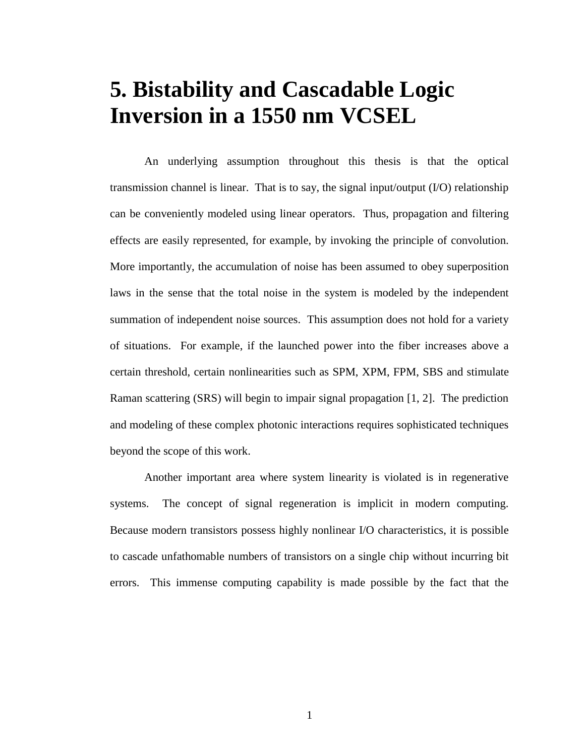# 5. Bistability and Cascadable Logic Inversion in a 1550 nm VCSEL

An underlying assumption throughout this thesis is that the optical transmission channel is linear. That is to say, the signal input/output (I/O) relationship can be conveniently modeled using linear operators. Thus, propagation and filtering effects are easily represented, for example, by invoking the principle of convolution. More importantly, the accumulation of noise has been assumed to obey superposition laws in the sense that the total noise in the system is modeled by the independent summation of independent noise sources. This assumption does not hold for a variety of situations. For example, if the launched power into the fiber increases above a certain threshold, certain nonlinearities such as SPM, XPM, FPM, SBS and stimulate Raman scattering (SRS) will begin to impair signal propagation [1, 2]. The prediction and modeling of these complex photonic interactions requires sophisticated techniques beyond the scope of this work.

Another important area where system linearity is violated is in regenerative systems. The concept of signal regeneration is implicit in modern computing. Because modern transistors possess highly nonlinear I/O characteristics, it is possible to cascade unfathomable numbers of transistors on a single chip without incurring bit errors. This immense computing capability is made possible by the fact that the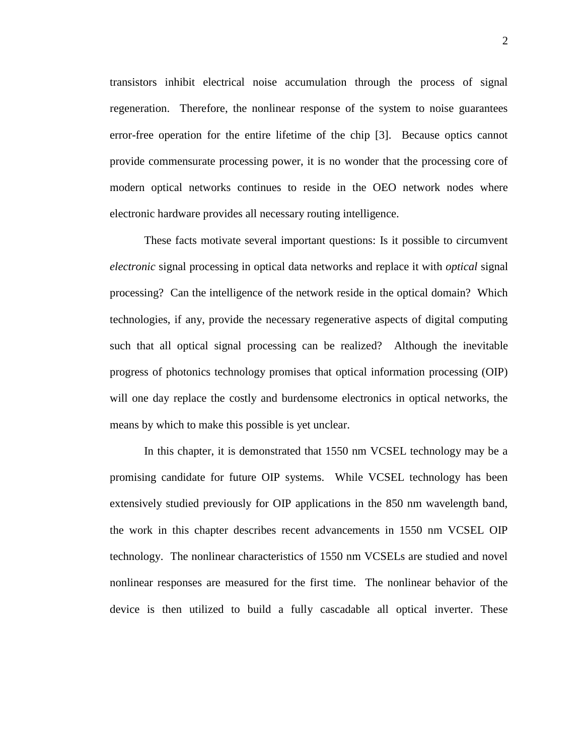transistors inhibit electrical noise accumulation through the process of signal regeneration. Therefore, the nonlinear response of the system to noise guarantees error-free operation for the entire lifetime of the chip [3]. Because optics cannot provide commensurate processing power, it is no wonder that the processing core of modern optical networks continues to reside in the OEO network nodes where electronic hardware provides all necessary routing intelligence.

These facts motivate several important questions: Is it possible to circumvent *electronic* signal processing in optical data networks and replace it with *optical* signal processing? Can the intelligence of the network reside in the optical domain? Which technologies, if any, provide the necessary regenerative aspects of digital computing such that all optical signal processing can be realized? Although the inevitable progress of photonics technology promises that optical information processing (OIP) will one day replace the costly and burdensome electronics in optical networks, the means by which to make this possible is yet unclear.

In this chapter, it is demonstrated that 1550 nm VCSEL technology may be a promising candidate for future OIP systems. While VCSEL technology has been extensively studied previously for OIP applications in the 850 nm wavelength band, the work in this chapter describes recent advancements in 1550 nm VCSEL OIP technology. The nonlinear characteristics of 1550 nm VCSELs are studied and novel nonlinear responses are measured for the first time. The nonlinear behavior of the device is then utilized to build a fully cascadable all optical inverter. These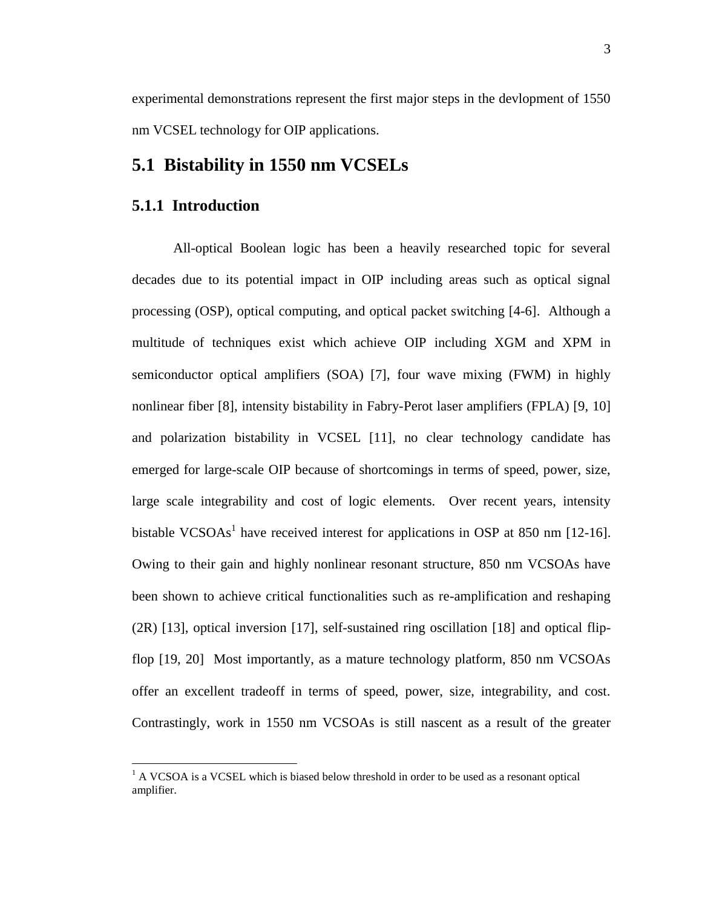experimental demonstrations represent the first major steps in the devlopment of 1550 nm VCSEL technology for OIP applications.

## 5.1 Bistability in 1550 nm VCSELs

### 5.1.1 Introduction

All-optical Boolean logic has been a heavily researched topic for several decades due to its potential impact in OIP including areas such as optical signal processing (OSP), optical computing, and optical packet switching [4-6]. Although a multitude of techniques exist which achieve OIP including XGM and XPM in semiconductor optical amplifiers (SOA) [7], four wave mixing (FWM) in highly nonlinear fiber [8], intensity bistability in Fabry-Perot laser amplifiers (FPLA) [9, 10] and polarization bistability in VCSEL [11], no clear technology candidate has emerged for large-scale OIP because of shortcomings in terms of speed, power, size, large scale integrability and cost of logic elements. Over recent years, intensity bistable VCSOAs[1] have received interest for applications in OSP at 850 nm [12-16]. Owing to their gain and highly nonlinear resonant structure, 850 nm VCSOAs have been shown to achieve critical functionalities such as re-amplification and reshaping (2R) [13], optical inversion [17], self-sustained ring oscillation [18] and optical flip-flop [19, 20] Most importantly, as a mature technology platform, 850 nm VCSOAs offer an excellent tradeoff in terms of speed, power, size, integrability, and cost. Contrastingly, work in 1550 nm VCSOAs is still nascent as a result of the greater

[1] A VCSOA is a VCSEL which is biased below threshold in order to be used as a resonant optical amplifier.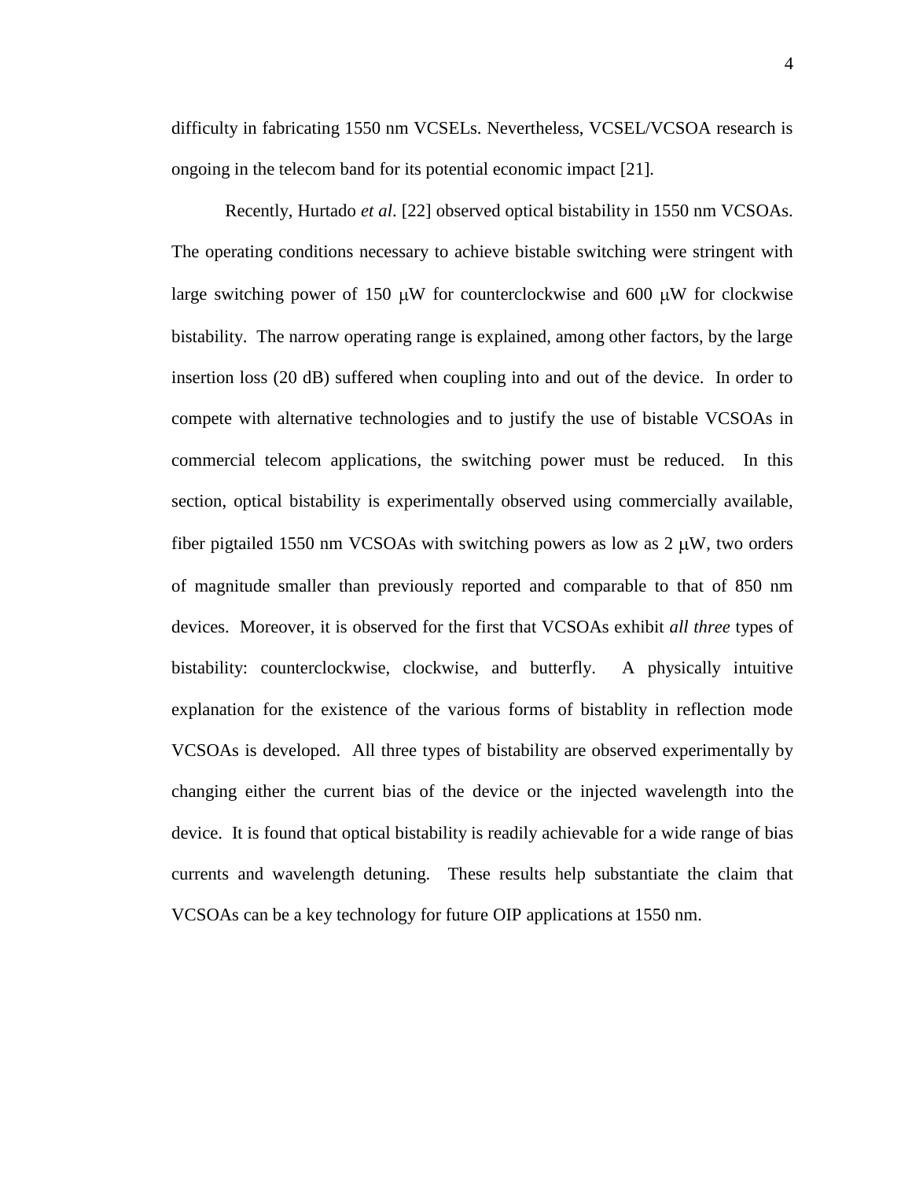difficulty in fabricating 1550 nm VCSELs. Nevertheless, VCSEL/VCSOA research is ongoing in the telecom band for its potential economic impact [21].

Recently, Hurtado *et al*. [22] observed optical bistability in 1550 nm VCSOAs. The operating conditions necessary to achieve bistable switching were stringent with large switching power of 150 μW for counterclockwise and 600 μW for clockwise bistability. The narrow operating range is explained, among other factors, by the large insertion loss (20 dB) suffered when coupling into and out of the device. In order to compete with alternative technologies and to justify the use of bistable VCSOAs in commercial telecom applications, the switching power must be reduced. In this section, optical bistability is experimentally observed using commercially available, fiber pigtailed 1550 nm VCSOAs with switching powers as low as 2 μW, two orders of magnitude smaller than previously reported and comparable to that of 850 nm devices. Moreover, it is observed for the first that VCSOAs exhibit *all three* types of bistability: counterclockwise, clockwise, and butterfly. A physically intuitive explanation for the existence of the various forms of bistablity in reflection mode VCSOAs is developed. All three types of bistability are observed experimentally by changing either the current bias of the device or the injected wavelength into the device. It is found that optical bistability is readily achievable for a wide range of bias currents and wavelength detuning. These results help substantiate the claim that VCSOAs can be a key technology for future OIP applications at 1550 nm.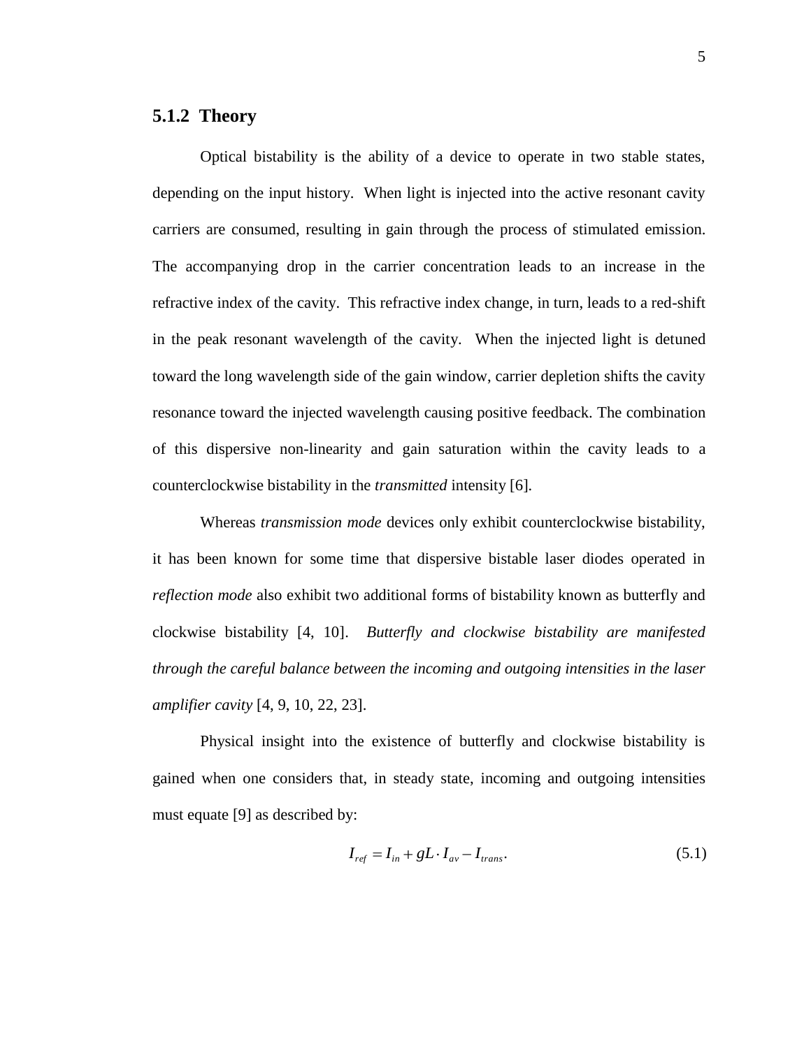### 5.1.2 Theory

Optical bistability is the ability of a device to operate in two stable states, depending on the input history. When light is injected into the active resonant cavity carriers are consumed, resulting in gain through the process of stimulated emission. The accompanying drop in the carrier concentration leads to an increase in the refractive index of the cavity. This refractive index change, in turn, leads to a red-shift in the peak resonant wavelength of the cavity. When the injected light is detuned toward the long wavelength side of the gain window, carrier depletion shifts the cavity resonance toward the injected wavelength causing positive feedback. The combination of this dispersive non-linearity and gain saturation within the cavity leads to a counterclockwise bistability in the *transmitted* intensity [6].

Whereas *transmission mode* devices only exhibit counterclockwise bistability, it has been known for some time that dispersive bistable laser diodes operated in *reflection mode* also exhibit two additional forms of bistability known as butterfly and clockwise bistability [4, 10]. *Butterfly and clockwise bistability are manifested through the careful balance between the incoming and outgoing intensities in the laser amplifier cavity* [4, 9, 10, 22, 23].

Physical insight into the existence of butterfly and clockwise bistability is gained when one considers that, in steady state, incoming and outgoing intensities must equate [9] as described by:

$$I_{ref} = I_{in} + gL \cdot I_{av} - I_{trans}. \tag{5.1}$$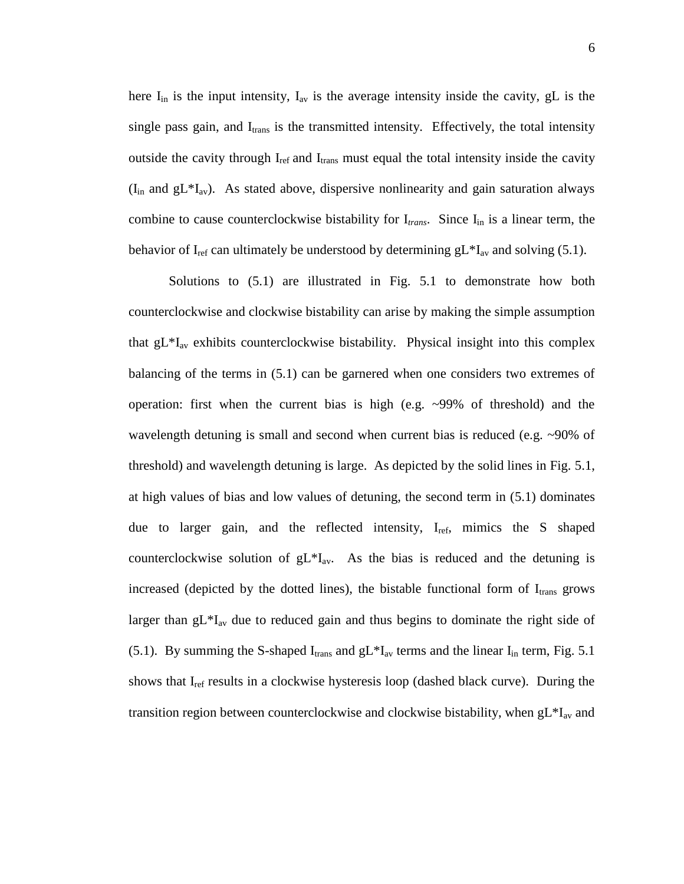here $I_{in}$ is the input intensity, $I_{av}$ is the average intensity inside the cavity, gL is the single pass gain, and $I_{trans}$ is the transmitted intensity. Effectively, the total intensity outside the cavity through $I_{ref}$ and $I_{trans}$ must equal the total intensity inside the cavity ($I_{in}$ and $gL*I_{av}$). As stated above, dispersive nonlinearity and gain saturation always combine to cause counterclockwise bistability for $I_{trans}$. Since $I_{in}$ is a linear term, the behavior of $I_{ref}$ can ultimately be understood by determining $gL*I_{av}$ and solving (5.1).

Solutions to (5.1) are illustrated in Fig. 5.1 to demonstrate how both counterclockwise and clockwise bistability can arise by making the simple assumption that $gL*I_{av}$ exhibits counterclockwise bistability. Physical insight into this complex balancing of the terms in (5.1) can be garnered when one considers two extremes of operation: first when the current bias is high (e.g. ~99% of threshold) and the wavelength detuning is small and second when current bias is reduced (e.g. ~90% of threshold) and wavelength detuning is large. As depicted by the solid lines in Fig. 5.1, at high values of bias and low values of detuning, the second term in (5.1) dominates due to larger gain, and the reflected intensity, $I_{ref}$, mimics the S shaped counterclockwise solution of $gL*I_{av}$. As the bias is reduced and the detuning is increased (depicted by the dotted lines), the bistable functional form of $I_{trans}$ grows larger than $gL*I_{av}$ due to reduced gain and thus begins to dominate the right side of (5.1). By summing the S-shaped $I_{trans}$ and $gL*I_{av}$ terms and the linear $I_{in}$ term, Fig. 5.1 shows that $I_{ref}$ results in a clockwise hysteresis loop (dashed black curve). During the transition region between counterclockwise and clockwise bistability, when $gL*I_{av}$ and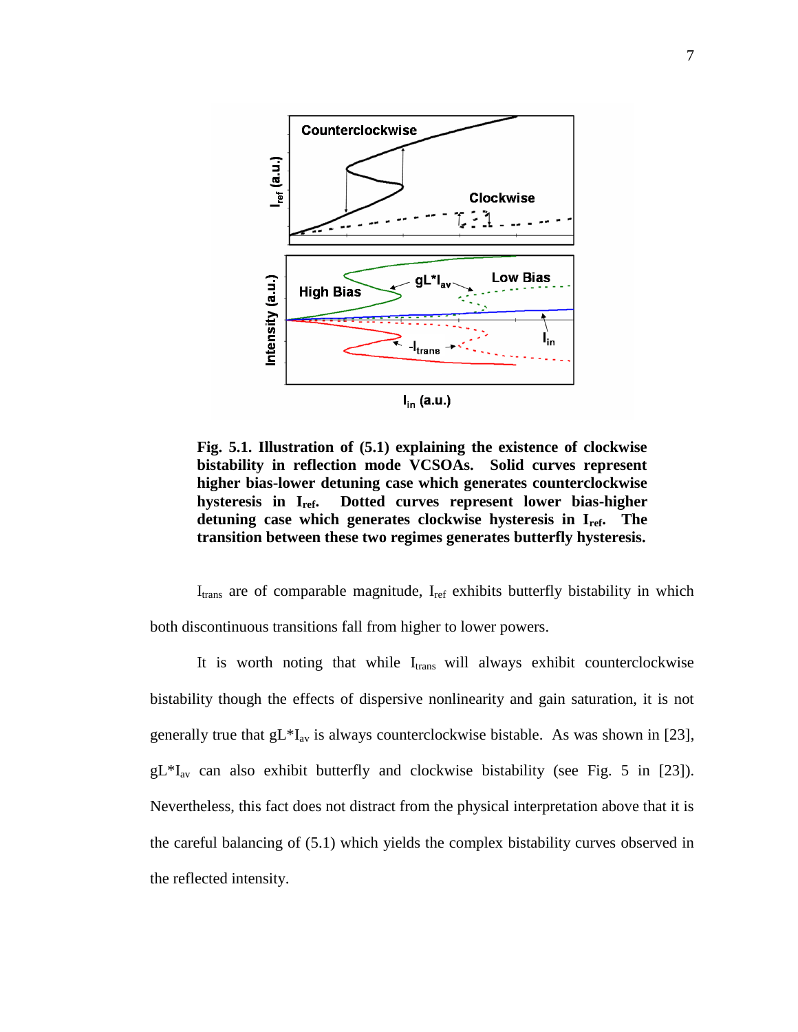**Fig. 5.1. Illustration of (5.1) explaining the existence of clockwise bistability in reflection mode VCSOAs. Solid curves represent higher bias-lower detuning case which generates counterclockwise hysteresis in $I_{ref}$. Dotted curves represent lower bias-higher detuning case which generates clockwise hysteresis in $I_{ref}$. The transition between these two regimes generates butterfly hysteresis.**

$I_{trans}$ are of comparable magnitude, $I_{ref}$ exhibits butterfly bistability in which both discontinuous transitions fall from higher to lower powers.

It is worth noting that while $I_{trans}$ will always exhibit counterclockwise bistability though the effects of dispersive nonlinearity and gain saturation, it is not generally true that $gL^*I_{av}$ is always counterclockwise bistable. As was shown in [23], $gL^*I_{av}$ can also exhibit butterfly and clockwise bistability (see Fig. 5 in [23]). Nevertheless, this fact does not distract from the physical interpretation above that it is the careful balancing of (5.1) which yields the complex bistability curves observed in the reflected intensity.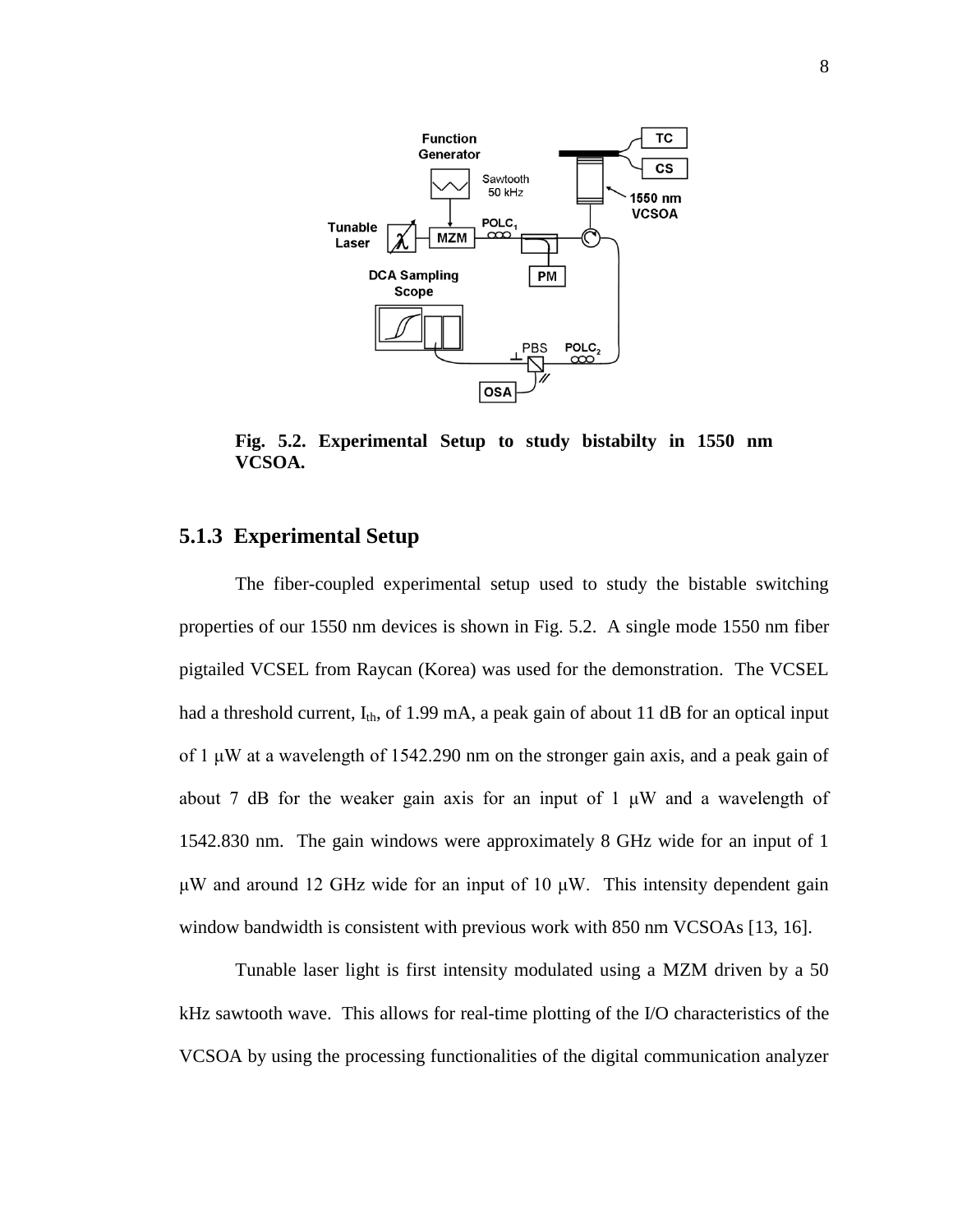**Fig. 5.2. Experimental Setup to study bistabilty in 1550 nm VCSOA.**

### 5.1.3 Experimental Setup

The fiber-coupled experimental setup used to study the bistable switching properties of our 1550 nm devices is shown in Fig. 5.2. A single mode 1550 nm fiber pigtailed VCSEL from Raycan (Korea) was used for the demonstration. The VCSEL had a threshold current, $I_{th}$, of 1.99 mA, a peak gain of about 11 dB for an optical input of 1 μW at a wavelength of 1542.290 nm on the stronger gain axis, and a peak gain of about 7 dB for the weaker gain axis for an input of 1 μW and a wavelength of 1542.830 nm. The gain windows were approximately 8 GHz wide for an input of 1 μW and around 12 GHz wide for an input of 10 μW. This intensity dependent gain window bandwidth is consistent with previous work with 850 nm VCSOAs [13, 16].

Tunable laser light is first intensity modulated using a MZM driven by a 50 kHz sawtooth wave. This allows for real-time plotting of the I/O characteristics of the VCSOA by using the processing functionalities of the digital communication analyzer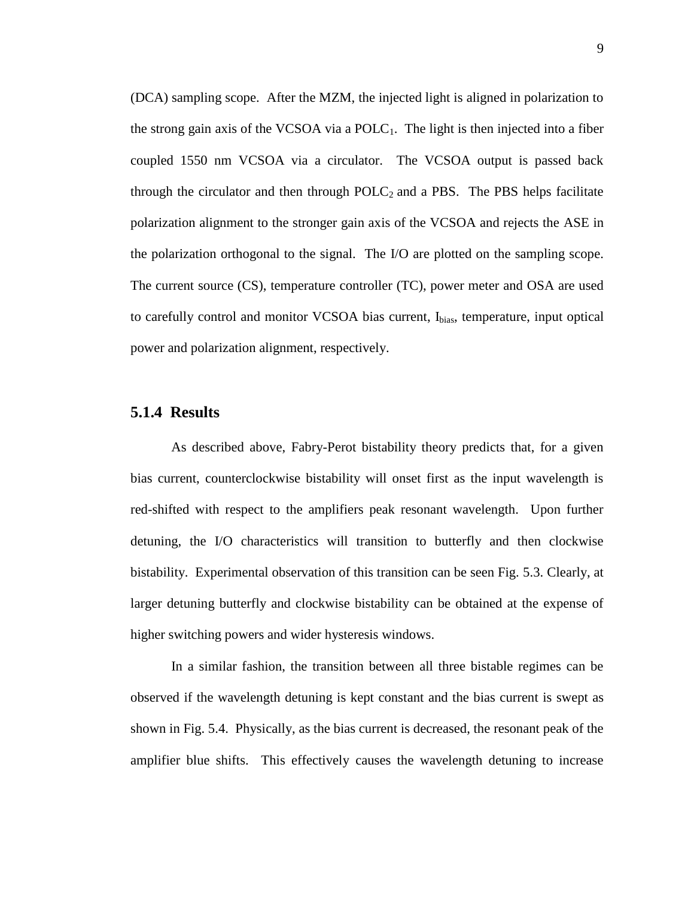(DCA) sampling scope. After the MZM, the injected light is aligned in polarization to the strong gain axis of the VCSOA via a $POLC_1$. The light is then injected into a fiber coupled 1550 nm VCSOA via a circulator. The VCSOA output is passed back through the circulator and then through $POLC_2$ and a PBS. The PBS helps facilitate polarization alignment to the stronger gain axis of the VCSOA and rejects the ASE in the polarization orthogonal to the signal. The I/O are plotted on the sampling scope. The current source (CS), temperature controller (TC), power meter and OSA are used to carefully control and monitor VCSOA bias current, $I_{bias}$, temperature, input optical power and polarization alignment, respectively.

### 5.1.4 Results

As described above, Fabry-Perot bistability theory predicts that, for a given bias current, counterclockwise bistability will onset first as the input wavelength is red-shifted with respect to the amplifiers peak resonant wavelength. Upon further detuning, the I/O characteristics will transition to butterfly and then clockwise bistability. Experimental observation of this transition can be seen Fig. 5.3. Clearly, at larger detuning butterfly and clockwise bistability can be obtained at the expense of higher switching powers and wider hysteresis windows.

In a similar fashion, the transition between all three bistable regimes can be observed if the wavelength detuning is kept constant and the bias current is swept as shown in Fig. 5.4. Physically, as the bias current is decreased, the resonant peak of the amplifier blue shifts. This effectively causes the wavelength detuning to increase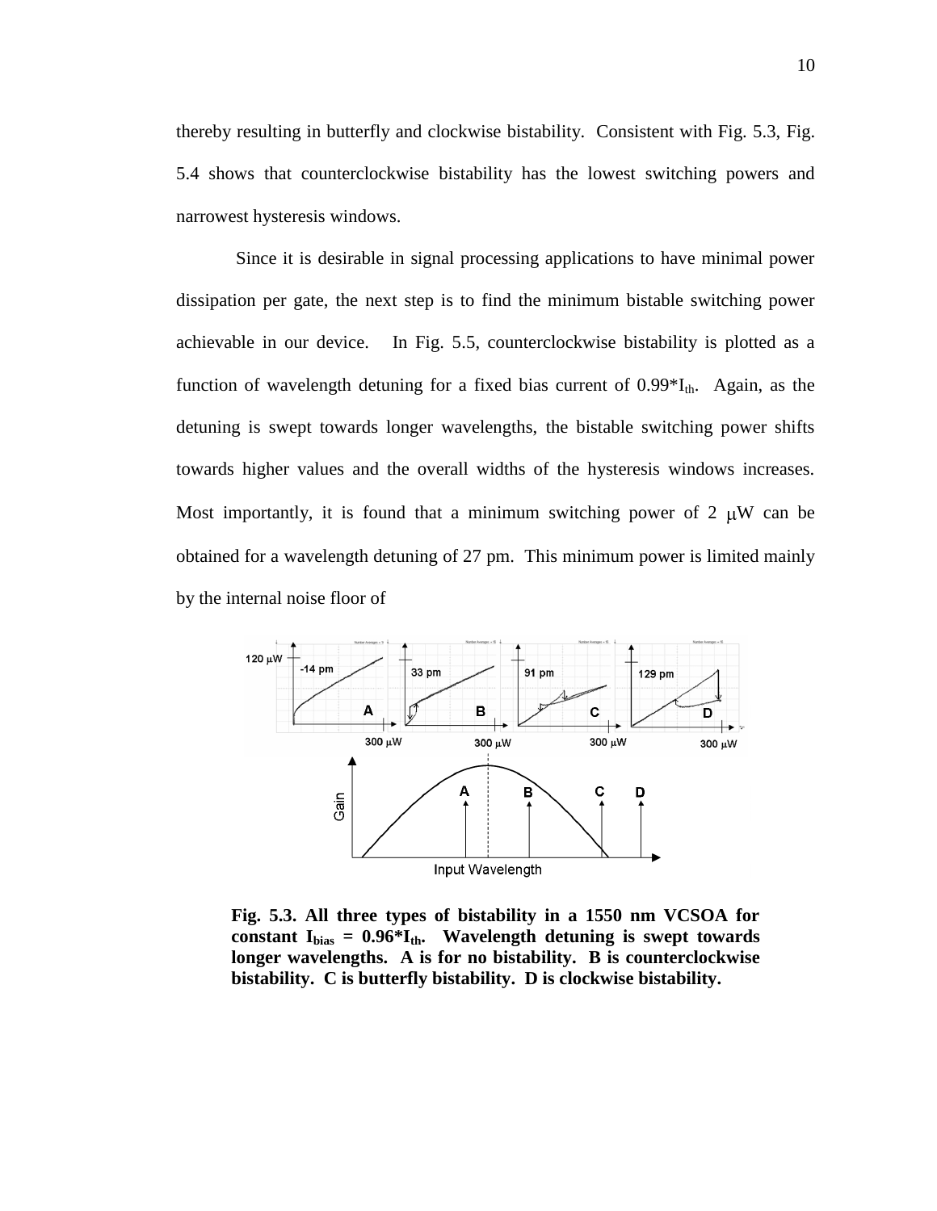thereby resulting in butterfly and clockwise bistability. Consistent with Fig. 5.3, Fig. 5.4 shows that counterclockwise bistability has the lowest switching powers and narrowest hysteresis windows.

Since it is desirable in signal processing applications to have minimal power dissipation per gate, the next step is to find the minimum bistable switching power achievable in our device. In Fig. 5.5, counterclockwise bistability is plotted as a function of wavelength detuning for a fixed bias current of $0.99*I_{th}$. Again, as the detuning is swept towards longer wavelengths, the bistable switching power shifts towards higher values and the overall widths of the hysteresis windows increases. Most importantly, it is found that a minimum switching power of 2 μW can be obtained for a wavelength detuning of 27 pm. This minimum power is limited mainly by the internal noise floor of

**Fig. 5.3. All three types of bistability in a 1550 nm VCSOA for constant $I_{bias} = 0.96*I_{th}$. Wavelength detuning is swept towards longer wavelengths. A is for no bistability. B is counterclockwise bistability. C is butterfly bistability. D is clockwise bistability.**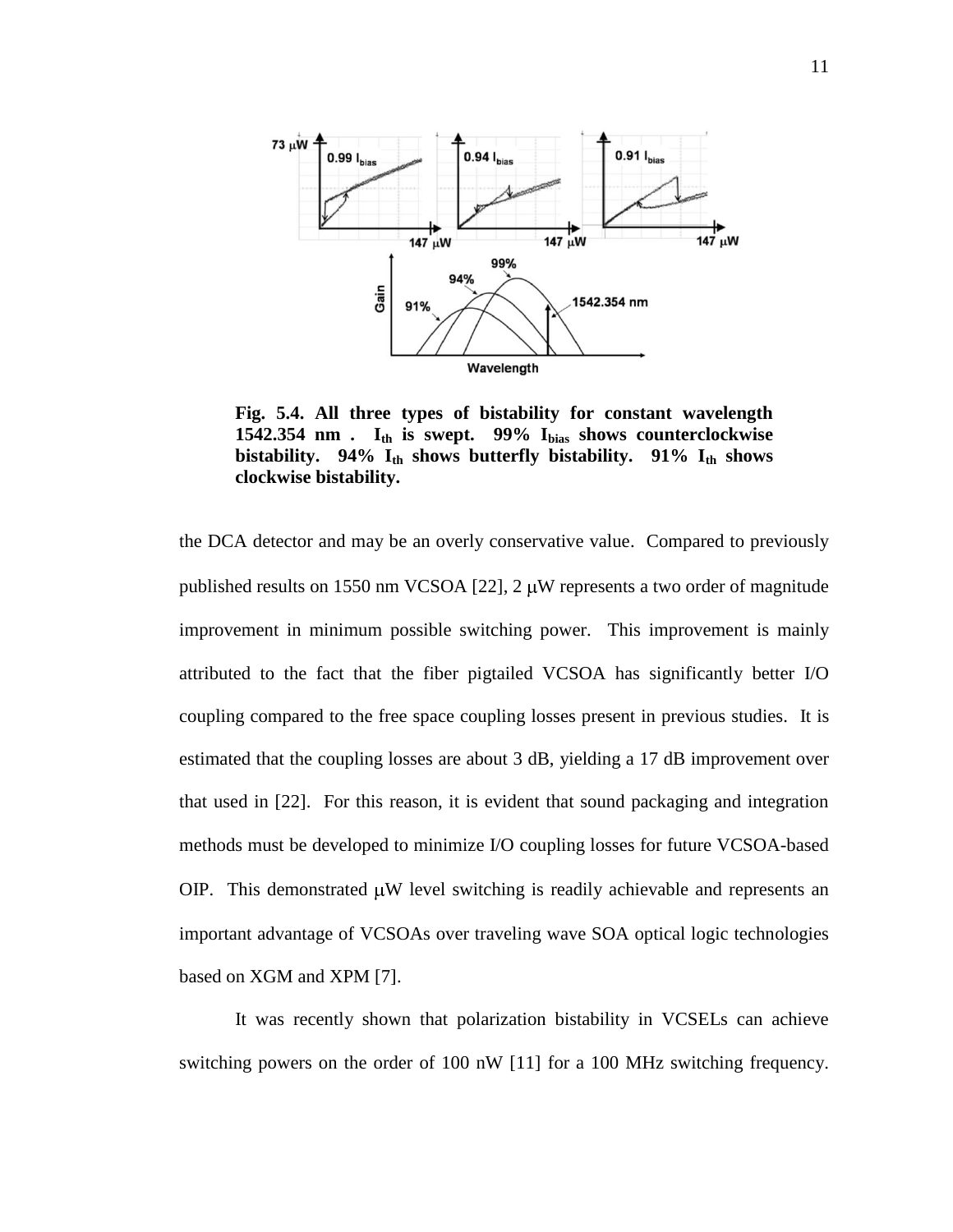**Fig. 5.4. All three types of bistability for constant wavelength 1542.354 nm . $I_{th}$ is swept. 99% $I_{bias}$ shows counterclockwise bistability. 94% $I_{th}$ shows butterfly bistability. 91% $I_{th}$ shows clockwise bistability.**

the DCA detector and may be an overly conservative value. Compared to previously published results on 1550 nm VCSOA [22], 2 μW represents a two order of magnitude improvement in minimum possible switching power. This improvement is mainly attributed to the fact that the fiber pigtailed VCSOA has significantly better I/O coupling compared to the free space coupling losses present in previous studies. It is estimated that the coupling losses are about 3 dB, yielding a 17 dB improvement over that used in [22]. For this reason, it is evident that sound packaging and integration methods must be developed to minimize I/O coupling losses for future VCSOA-based OIP. This demonstrated μW level switching is readily achievable and represents an important advantage of VCSOAs over traveling wave SOA optical logic technologies based on XGM and XPM [7].

It was recently shown that polarization bistability in VCSELs can achieve switching powers on the order of 100 nW [11] for a 100 MHz switching frequency.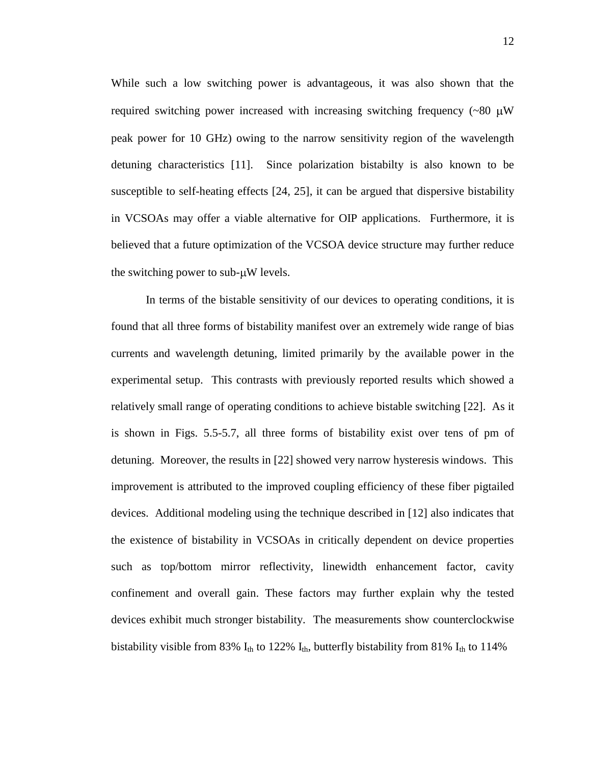While such a low switching power is advantageous, it was also shown that the required switching power increased with increasing switching frequency (~80 μW peak power for 10 GHz) owing to the narrow sensitivity region of the wavelength detuning characteristics [11]. Since polarization bistabilty is also known to be susceptible to self-heating effects [24, 25], it can be argued that dispersive bistability in VCSOAs may offer a viable alternative for OIP applications. Furthermore, it is believed that a future optimization of the VCSOA device structure may further reduce the switching power to sub-μW levels.

In terms of the bistable sensitivity of our devices to operating conditions, it is found that all three forms of bistability manifest over an extremely wide range of bias currents and wavelength detuning, limited primarily by the available power in the experimental setup. This contrasts with previously reported results which showed a relatively small range of operating conditions to achieve bistable switching [22]. As it is shown in Figs. 5.5-5.7, all three forms of bistability exist over tens of pm of detuning. Moreover, the results in [22] showed very narrow hysteresis windows. This improvement is attributed to the improved coupling efficiency of these fiber pigtailed devices. Additional modeling using the technique described in [12] also indicates that the existence of bistability in VCSOAs in critically dependent on device properties such as top/bottom mirror reflectivity, linewidth enhancement factor, cavity confinement and overall gain. These factors may further explain why the tested devices exhibit much stronger bistability. The measurements show counterclockwise bistability visible from 83% $I_{th}$ to 122% $I_{th}$, butterfly bistability from 81% $I_{th}$ to 114%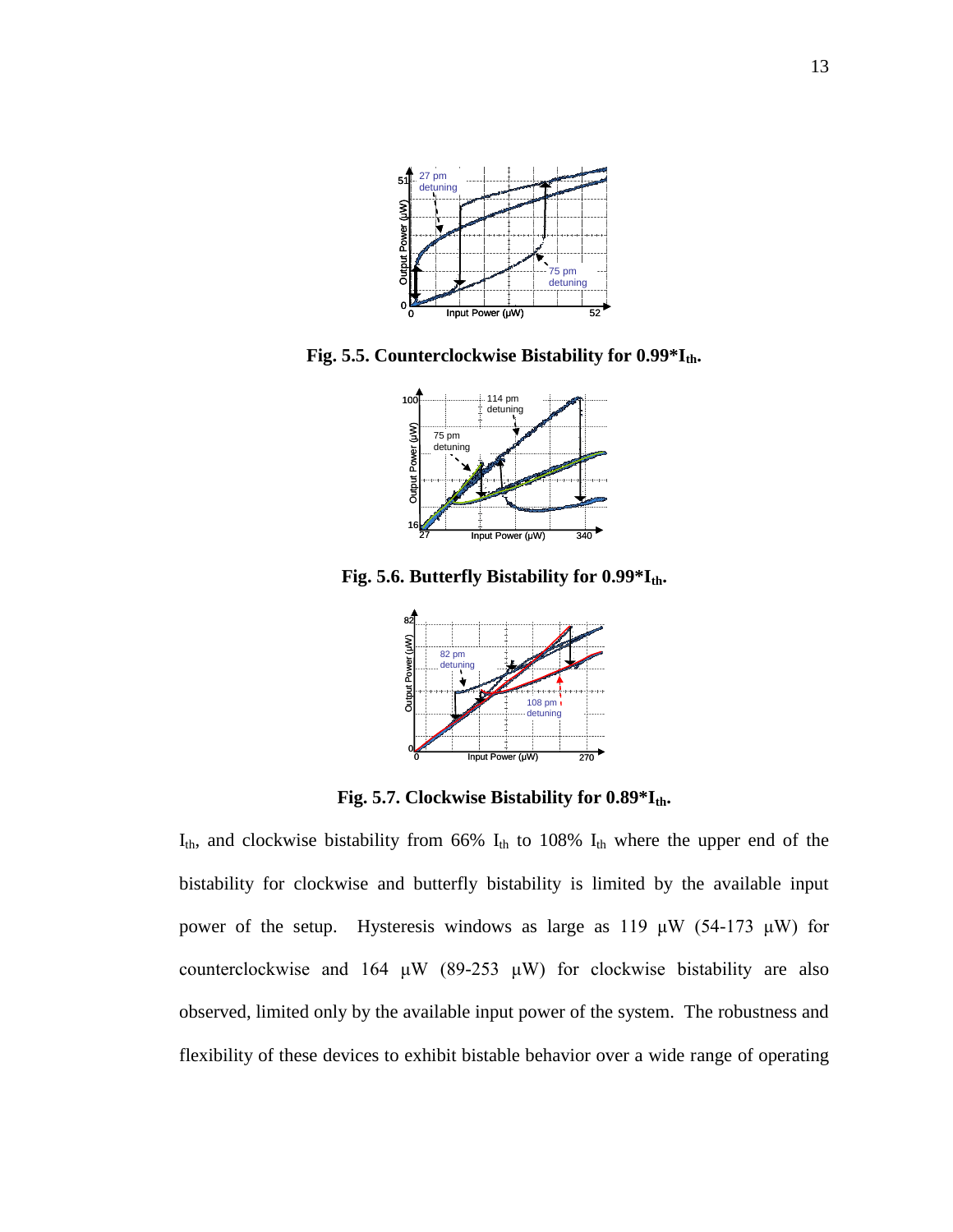**Fig. 5.5. Counterclockwise Bistability for 0.99*$I_{th}$.**

**Fig. 5.6. Butterfly Bistability for 0.99*$I_{th}$.**

**Fig. 5.7. Clockwise Bistability for 0.89*$I_{th}$.**

$I_{th}$, and clockwise bistability from 66% $I_{th}$ to 108% $I_{th}$ where the upper end of the bistability for clockwise and butterfly bistability is limited by the available input power of the setup. Hysteresis windows as large as 119 μW (54-173 μW) for counterclockwise and 164 μW (89-253 μW) for clockwise bistability are also observed, limited only by the available input power of the system. The robustness and flexibility of these devices to exhibit bistable behavior over a wide range of operating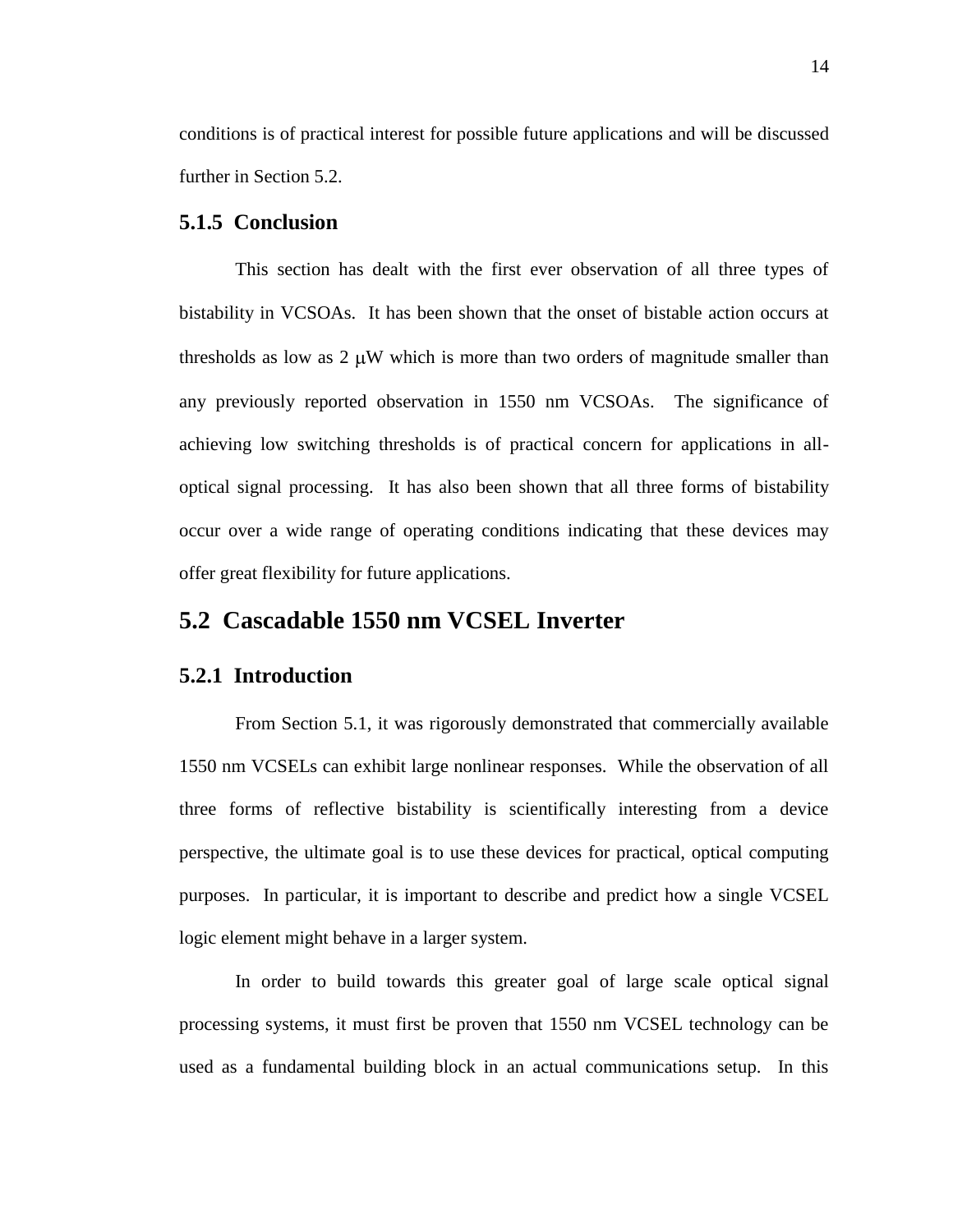conditions is of practical interest for possible future applications and will be discussed further in Section 5.2.

### 5.1.5 Conclusion

This section has dealt with the first ever observation of all three types of bistability in VCSOAs. It has been shown that the onset of bistable action occurs at thresholds as low as 2 $\mu$W which is more than two orders of magnitude smaller than any previously reported observation in 1550 nm VCSOAs. The significance of achieving low switching thresholds is of practical concern for applications in all-optical signal processing. It has also been shown that all three forms of bistability occur over a wide range of operating conditions indicating that these devices may offer great flexibility for future applications.

## 5.2 Cascadable 1550 nm VCSEL Inverter

### 5.2.1 Introduction

From Section 5.1, it was rigorously demonstrated that commercially available 1550 nm VCSELs can exhibit large nonlinear responses. While the observation of all three forms of reflective bistability is scientifically interesting from a device perspective, the ultimate goal is to use these devices for practical, optical computing purposes. In particular, it is important to describe and predict how a single VCSEL logic element might behave in a larger system.

In order to build towards this greater goal of large scale optical signal processing systems, it must first be proven that 1550 nm VCSEL technology can be used as a fundamental building block in an actual communications setup. In this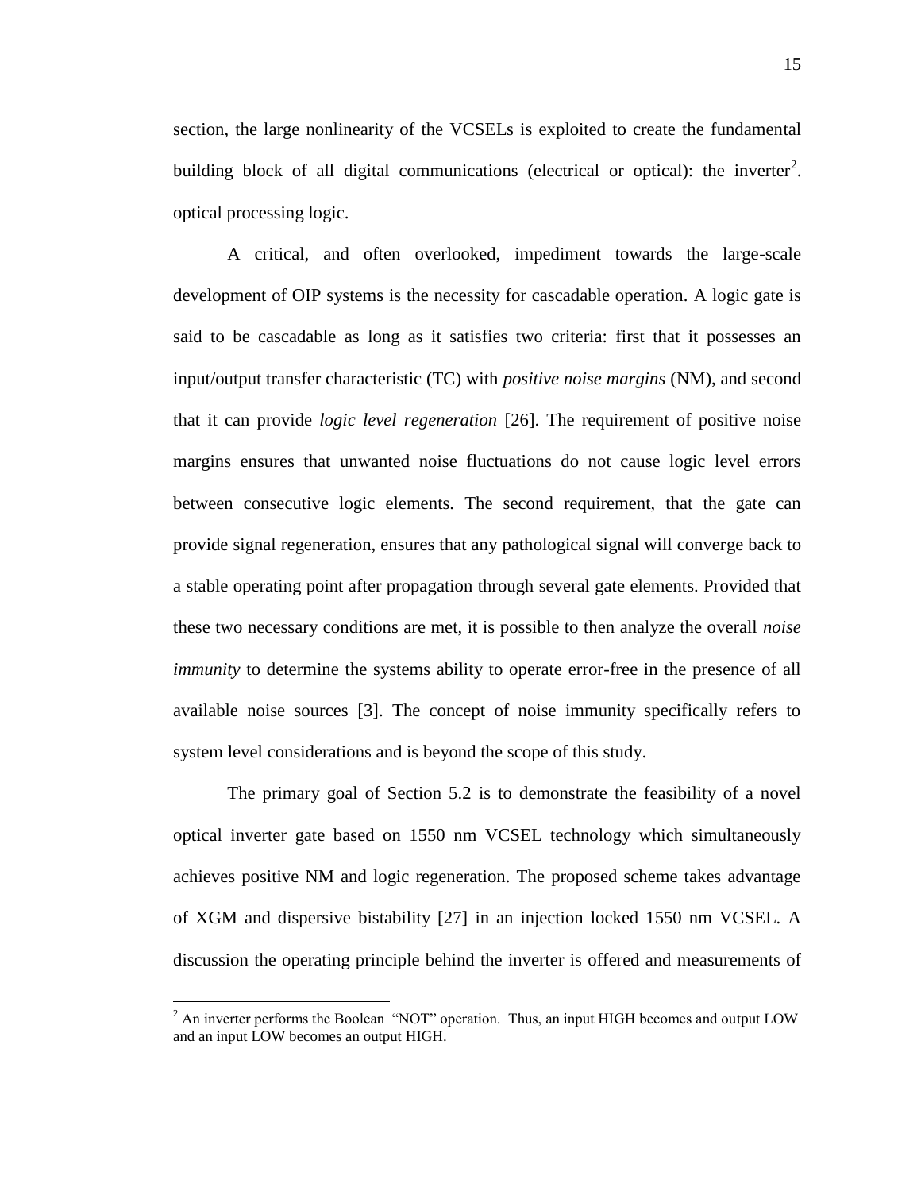section, the large nonlinearity of the VCSELs is exploited to create the fundamental building block of all digital communications (electrical or optical): the inverter[2]. optical processing logic.

A critical, and often overlooked, impediment towards the large-scale development of OIP systems is the necessity for cascadable operation. A logic gate is said to be cascadable as long as it satisfies two criteria: first that it possesses an input/output transfer characteristic (TC) with *positive noise margins* (NM), and second that it can provide *logic level regeneration* [26]. The requirement of positive noise margins ensures that unwanted noise fluctuations do not cause logic level errors between consecutive logic elements. The second requirement, that the gate can provide signal regeneration, ensures that any pathological signal will converge back to a stable operating point after propagation through several gate elements. Provided that these two necessary conditions are met, it is possible to then analyze the overall *noise immunity* to determine the systems ability to operate error-free in the presence of all available noise sources [3]. The concept of noise immunity specifically refers to system level considerations and is beyond the scope of this study.

The primary goal of Section 5.2 is to demonstrate the feasibility of a novel optical inverter gate based on 1550 nm VCSEL technology which simultaneously achieves positive NM and logic regeneration. The proposed scheme takes advantage of XGM and dispersive bistability [27] in an injection locked 1550 nm VCSEL. A discussion the operating principle behind the inverter is offered and measurements of

---

[2] An inverter performs the Boolean "NOT" operation. Thus, an input HIGH becomes and output LOW and an input LOW becomes an output HIGH.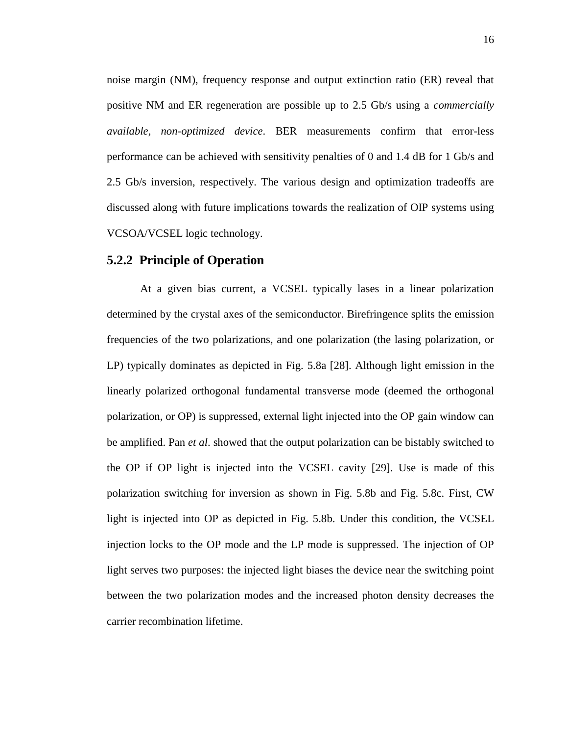noise margin (NM), frequency response and output extinction ratio (ER) reveal that positive NM and ER regeneration are possible up to 2.5 Gb/s using a *commercially available, non-optimized device*. BER measurements confirm that error-less performance can be achieved with sensitivity penalties of 0 and 1.4 dB for 1 Gb/s and 2.5 Gb/s inversion, respectively. The various design and optimization tradeoffs are discussed along with future implications towards the realization of OIP systems using VCSOA/VCSEL logic technology.

### 5.2.2 Principle of Operation

At a given bias current, a VCSEL typically lases in a linear polarization determined by the crystal axes of the semiconductor. Birefringence splits the emission frequencies of the two polarizations, and one polarization (the lasing polarization, or LP) typically dominates as depicted in Fig. 5.8a [28]. Although light emission in the linearly polarized orthogonal fundamental transverse mode (deemed the orthogonal polarization, or OP) is suppressed, external light injected into the OP gain window can be amplified. Pan *et al*. showed that the output polarization can be bistably switched to the OP if OP light is injected into the VCSEL cavity [29]. Use is made of this polarization switching for inversion as shown in Fig. 5.8b and Fig. 5.8c. First, CW light is injected into OP as depicted in Fig. 5.8b. Under this condition, the VCSEL injection locks to the OP mode and the LP mode is suppressed. The injection of OP light serves two purposes: the injected light biases the device near the switching point between the two polarization modes and the increased photon density decreases the carrier recombination lifetime.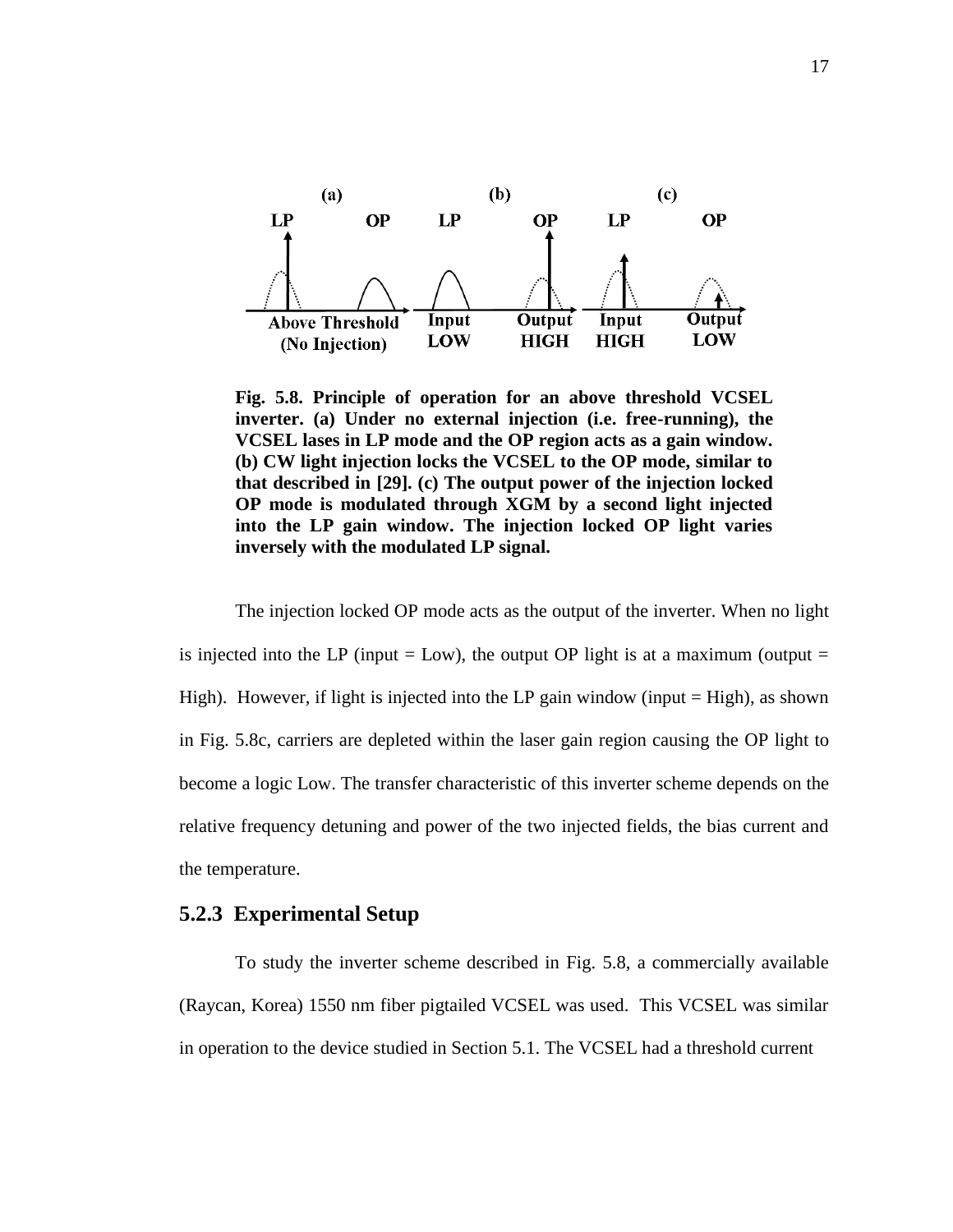**Fig. 5.8. Principle of operation for an above threshold VCSEL inverter. (a) Under no external injection (i.e. free-running), the VCSEL lases in LP mode and the OP region acts as a gain window. (b) CW light injection locks the VCSEL to the OP mode, similar to that described in [29]. (c) The output power of the injection locked OP mode is modulated through XGM by a second light injected into the LP gain window. The injection locked OP light varies inversely with the modulated LP signal.**

The injection locked OP mode acts as the output of the inverter. When no light is injected into the LP (input = Low), the output OP light is at a maximum (output = High). However, if light is injected into the LP gain window (input = High), as shown in Fig. 5.8c, carriers are depleted within the laser gain region causing the OP light to become a logic Low. The transfer characteristic of this inverter scheme depends on the relative frequency detuning and power of the two injected fields, the bias current and the temperature.

### 5.2.3 Experimental Setup

To study the inverter scheme described in Fig. 5.8, a commercially available (Raycan, Korea) 1550 nm fiber pigtailed VCSEL was used. This VCSEL was similar in operation to the device studied in Section 5.1. The VCSEL had a threshold current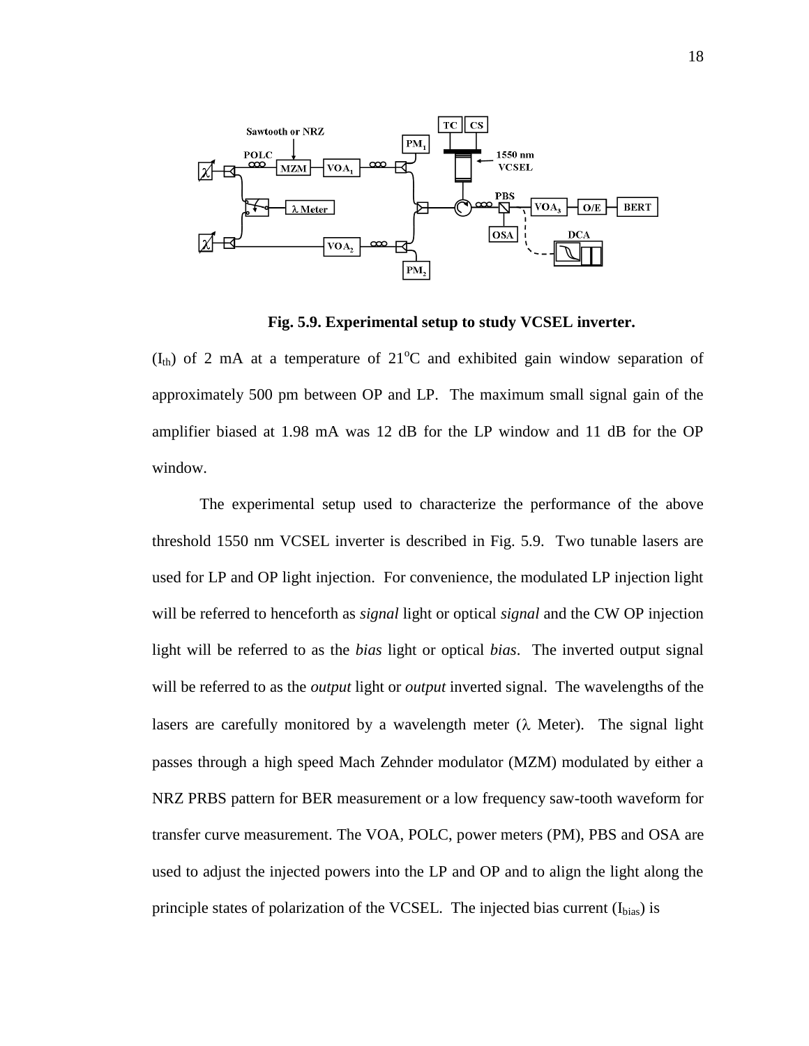**Fig. 5.9. Experimental setup to study VCSEL inverter.**

($I_{th}$) of 2 mA at a temperature of 21°C and exhibited gain window separation of approximately 500 pm between OP and LP. The maximum small signal gain of the amplifier biased at 1.98 mA was 12 dB for the LP window and 11 dB for the OP window.

The experimental setup used to characterize the performance of the above threshold 1550 nm VCSEL inverter is described in Fig. 5.9. Two tunable lasers are used for LP and OP light injection. For convenience, the modulated LP injection light will be referred to henceforth as *signal* light or optical *signal* and the CW OP injection light will be referred to as the *bias* light or optical *bias*. The inverted output signal will be referred to as the *output* light or *output* inverted signal. The wavelengths of the lasers are carefully monitored by a wavelength meter ($\lambda$ Meter). The signal light passes through a high speed Mach Zehnder modulator (MZM) modulated by either a NRZ PRBS pattern for BER measurement or a low frequency saw-tooth waveform for transfer curve measurement. The VOA, POLC, power meters (PM), PBS and OSA are used to adjust the injected powers into the LP and OP and to align the light along the principle states of polarization of the VCSEL. The injected bias current ($I_{bias}$) is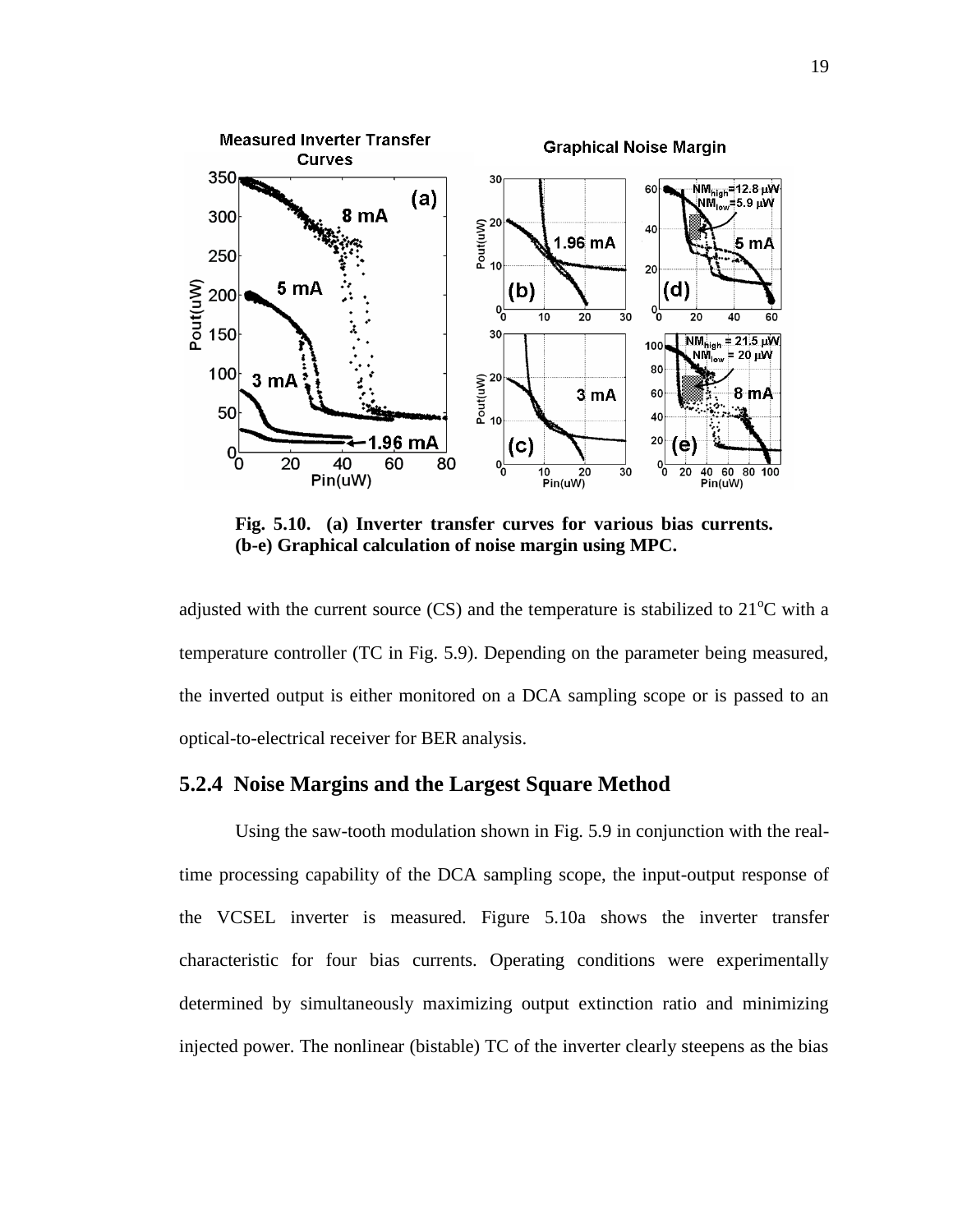**Fig. 5.10. (a) Inverter transfer curves for various bias currents. (b-e) Graphical calculation of noise margin using MPC.**

adjusted with the current source (CS) and the temperature is stabilized to 21°C with a temperature controller (TC in Fig. 5.9). Depending on the parameter being measured, the inverted output is either monitored on a DCA sampling scope or is passed to an optical-to-electrical receiver for BER analysis.

### 5.2.4 Noise Margins and the Largest Square Method

Using the saw-tooth modulation shown in Fig. 5.9 in conjunction with the real-time processing capability of the DCA sampling scope, the input-output response of the VCSEL inverter is measured. Figure 5.10a shows the inverter transfer characteristic for four bias currents. Operating conditions were experimentally determined by simultaneously maximizing output extinction ratio and minimizing injected power. The nonlinear (bistable) TC of the inverter clearly steepens as the bias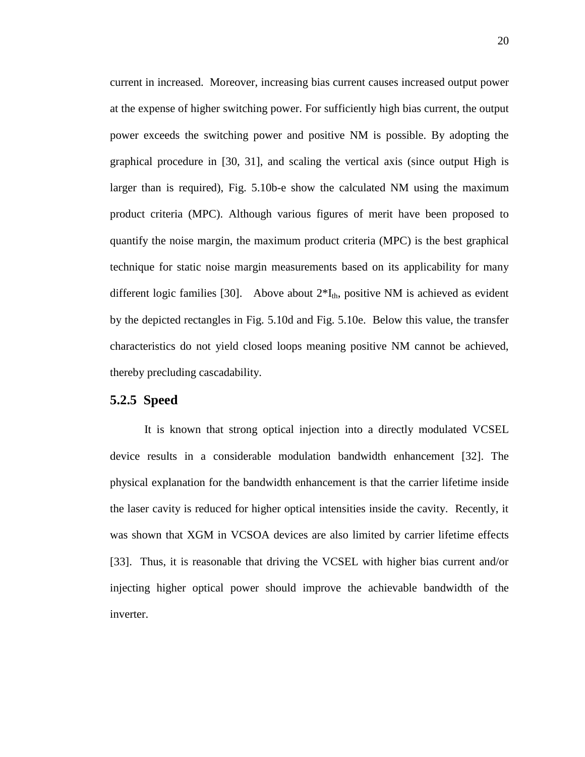current in increased. Moreover, increasing bias current causes increased output power at the expense of higher switching power. For sufficiently high bias current, the output power exceeds the switching power and positive NM is possible. By adopting the graphical procedure in [30, 31], and scaling the vertical axis (since output High is larger than is required), Fig. 5.10b-e show the calculated NM using the maximum product criteria (MPC). Although various figures of merit have been proposed to quantify the noise margin, the maximum product criteria (MPC) is the best graphical technique for static noise margin measurements based on its applicability for many different logic families [30]. Above about $2*I_{th}$, positive NM is achieved as evident by the depicted rectangles in Fig. 5.10d and Fig. 5.10e. Below this value, the transfer characteristics do not yield closed loops meaning positive NM cannot be achieved, thereby precluding cascadability.

### 5.2.5 Speed

It is known that strong optical injection into a directly modulated VCSEL device results in a considerable modulation bandwidth enhancement [32]. The physical explanation for the bandwidth enhancement is that the carrier lifetime inside the laser cavity is reduced for higher optical intensities inside the cavity. Recently, it was shown that XGM in VCSOA devices are also limited by carrier lifetime effects [33]. Thus, it is reasonable that driving the VCSEL with higher bias current and/or injecting higher optical power should improve the achievable bandwidth of the inverter.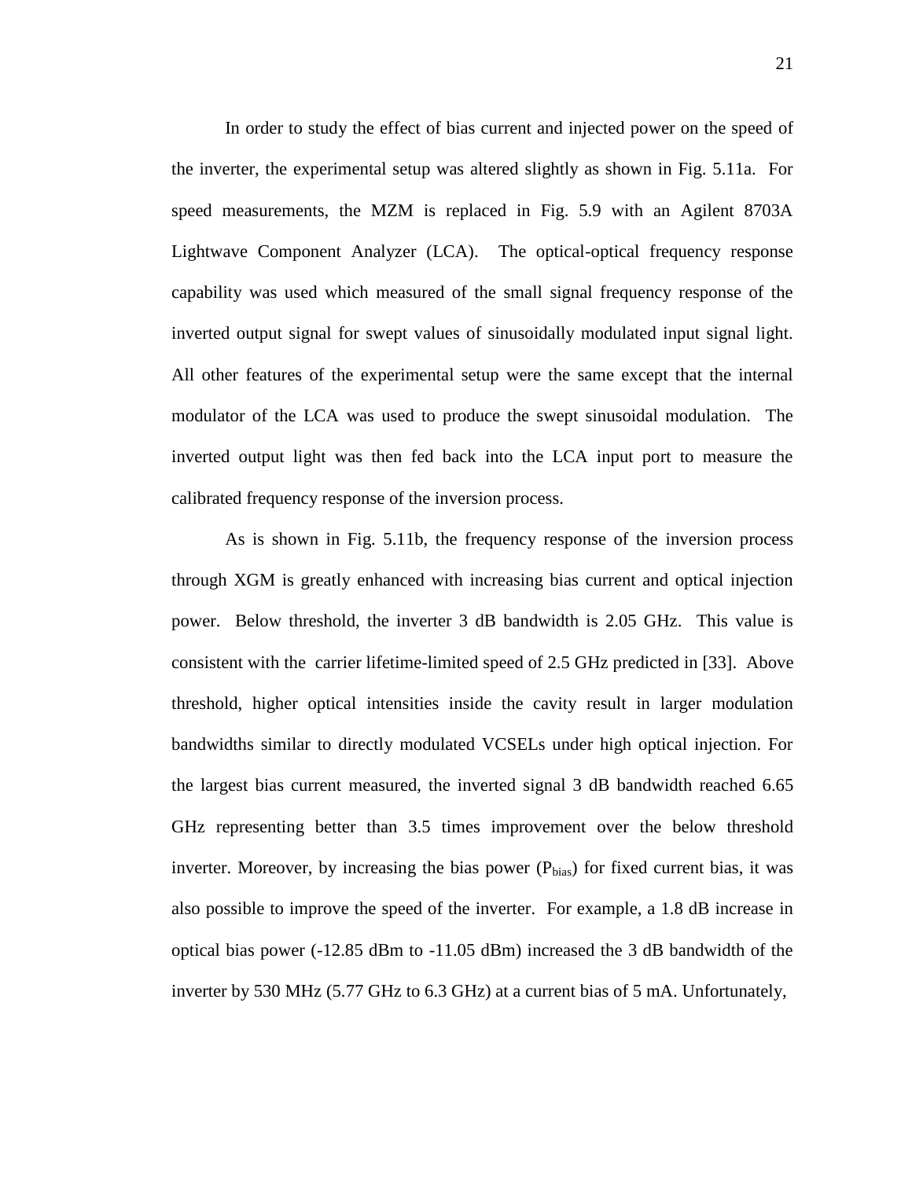In order to study the effect of bias current and injected power on the speed of the inverter, the experimental setup was altered slightly as shown in Fig. 5.11a. For speed measurements, the MZM is replaced in Fig. 5.9 with an Agilent 8703A Lightwave Component Analyzer (LCA). The optical-optical frequency response capability was used which measured of the small signal frequency response of the inverted output signal for swept values of sinusoidally modulated input signal light. All other features of the experimental setup were the same except that the internal modulator of the LCA was used to produce the swept sinusoidal modulation. The inverted output light was then fed back into the LCA input port to measure the calibrated frequency response of the inversion process.

As is shown in Fig. 5.11b, the frequency response of the inversion process through XGM is greatly enhanced with increasing bias current and optical injection power. Below threshold, the inverter 3 dB bandwidth is 2.05 GHz. This value is consistent with the carrier lifetime-limited speed of 2.5 GHz predicted in [33]. Above threshold, higher optical intensities inside the cavity result in larger modulation bandwidths similar to directly modulated VCSELs under high optical injection. For the largest bias current measured, the inverted signal 3 dB bandwidth reached 6.65 GHz representing better than 3.5 times improvement over the below threshold inverter. Moreover, by increasing the bias power ($P_{bias}$) for fixed current bias, it was also possible to improve the speed of the inverter. For example, a 1.8 dB increase in optical bias power (-12.85 dBm to -11.05 dBm) increased the 3 dB bandwidth of the inverter by 530 MHz (5.77 GHz to 6.3 GHz) at a current bias of 5 mA. Unfortunately,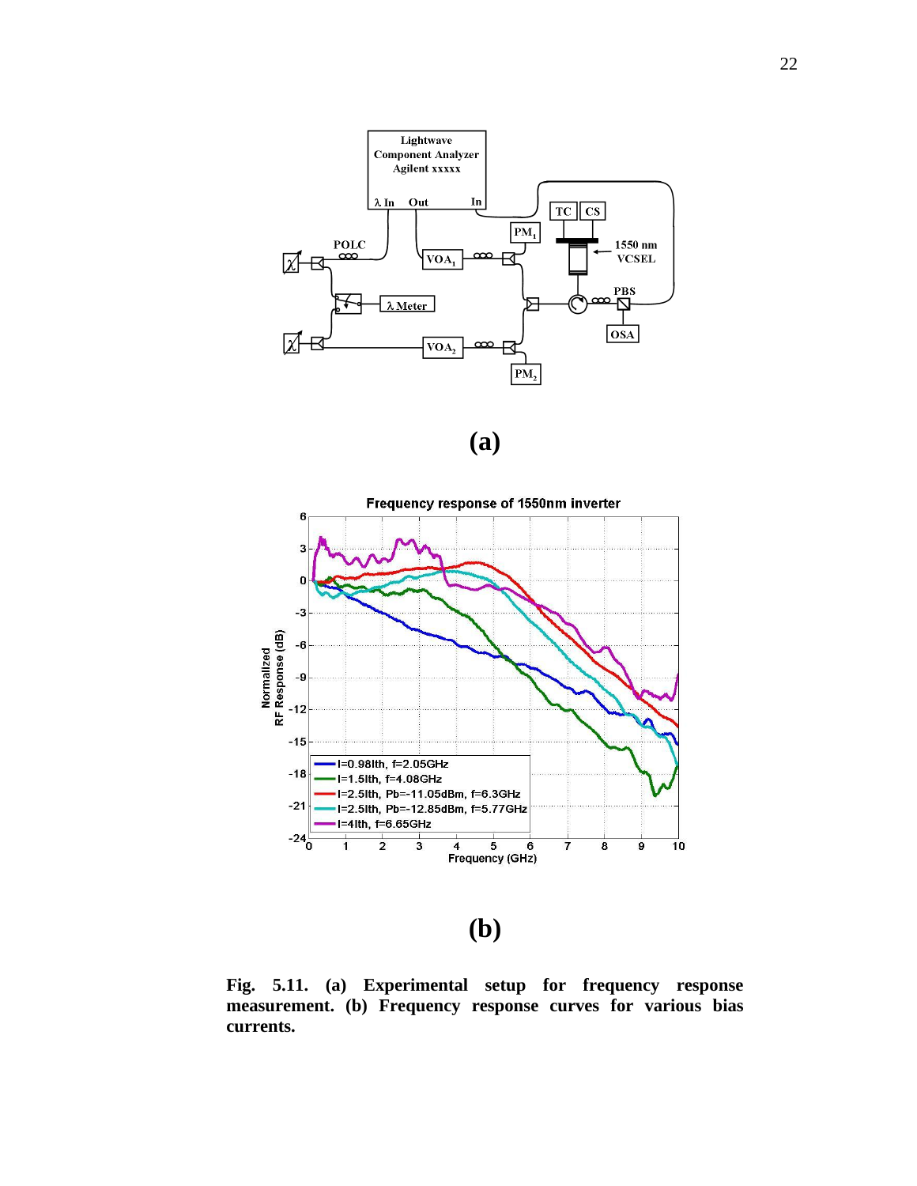**(a)**

**(b)**

**Fig. 5.11. (a) Experimental setup for frequency response measurement. (b) Frequency response curves for various bias currents.**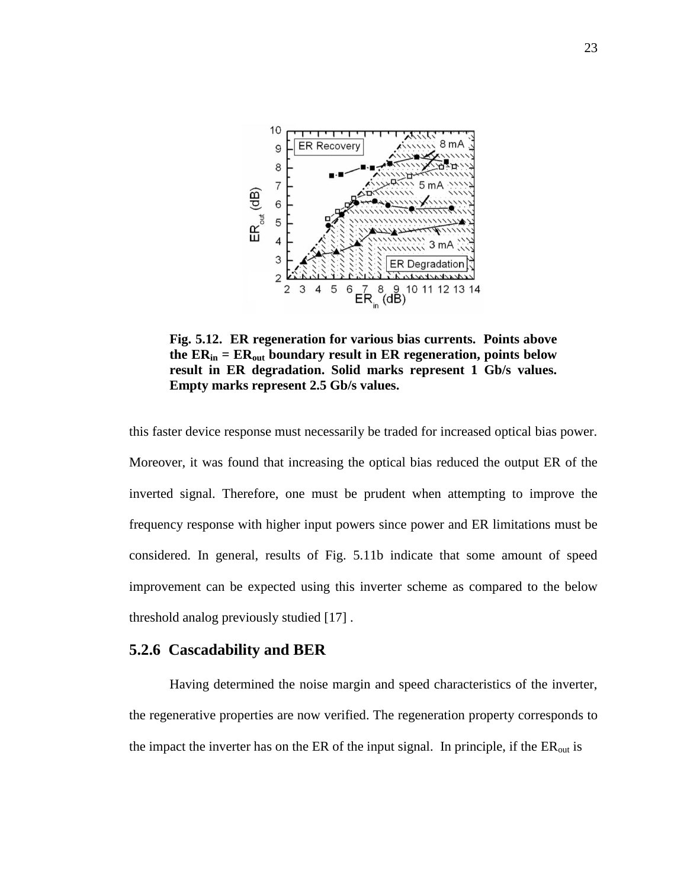**Fig. 5.12. ER regeneration for various bias currents. Points above the $ER_{in} = ER_{out}$ boundary result in ER regeneration, points below result in ER degradation. Solid marks represent 1 Gb/s values. Empty marks represent 2.5 Gb/s values.**

this faster device response must necessarily be traded for increased optical bias power. Moreover, it was found that increasing the optical bias reduced the output ER of the inverted signal. Therefore, one must be prudent when attempting to improve the frequency response with higher input powers since power and ER limitations must be considered. In general, results of Fig. 5.11b indicate that some amount of speed improvement can be expected using this inverter scheme as compared to the below threshold analog previously studied [17] .

### 5.2.6 Cascadability and BER

Having determined the noise margin and speed characteristics of the inverter, the regenerative properties are now verified. The regeneration property corresponds to the impact the inverter has on the ER of the input signal. In principle, if the $ER_{out}$ is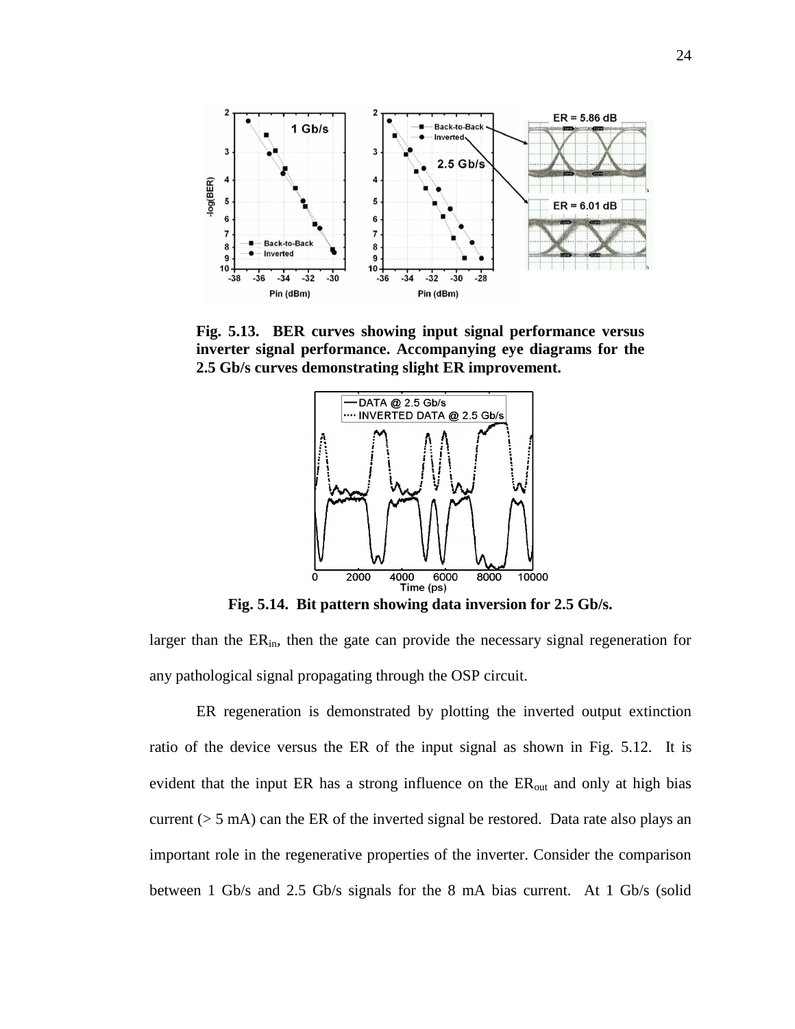**Fig. 5.13. BER curves showing input signal performance versus inverter signal performance. Accompanying eye diagrams for the 2.5 Gb/s curves demonstrating slight ER improvement.**

**Fig. 5.14. Bit pattern showing data inversion for 2.5 Gb/s.**

larger than the $ER_{in}$, then the gate can provide the necessary signal regeneration for any pathological signal propagating through the OSP circuit.

ER regeneration is demonstrated by plotting the inverted output extinction ratio of the device versus the ER of the input signal as shown in Fig. 5.12. It is evident that the input ER has a strong influence on the $ER_{out}$ and only at high bias current (> 5 mA) can the ER of the inverted signal be restored. Data rate also plays an important role in the regenerative properties of the inverter. Consider the comparison between 1 Gb/s and 2.5 Gb/s signals for the 8 mA bias current. At 1 Gb/s (solid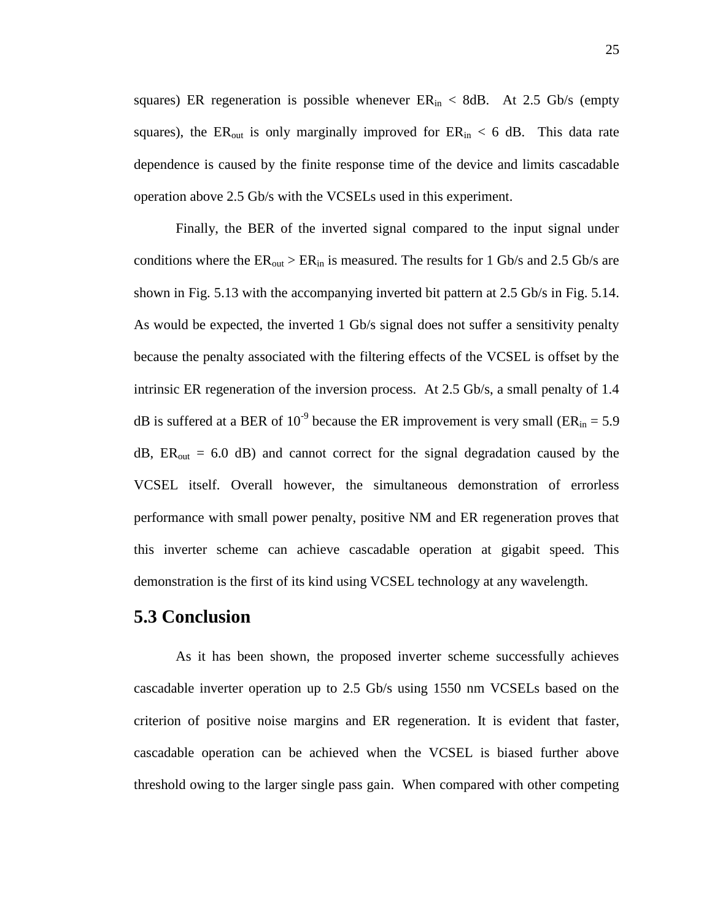squares) ER regeneration is possible whenever $ER_{in}$ < 8dB. At 2.5 Gb/s (empty squares), the $ER_{out}$ is only marginally improved for $ER_{in}$ < 6 dB. This data rate dependence is caused by the finite response time of the device and limits cascadable operation above 2.5 Gb/s with the VCSELs used in this experiment.

Finally, the BER of the inverted signal compared to the input signal under conditions where the $ER_{out} > ER_{in}$ is measured. The results for 1 Gb/s and 2.5 Gb/s are shown in Fig. 5.13 with the accompanying inverted bit pattern at 2.5 Gb/s in Fig. 5.14. As would be expected, the inverted 1 Gb/s signal does not suffer a sensitivity penalty because the penalty associated with the filtering effects of the VCSEL is offset by the intrinsic ER regeneration of the inversion process. At 2.5 Gb/s, a small penalty of 1.4 dB is suffered at a BER of $10^{-9}$ because the ER improvement is very small ($ER_{in}$ = 5.9 dB, $ER_{out}$ = 6.0 dB) and cannot correct for the signal degradation caused by the VCSEL itself. Overall however, the simultaneous demonstration of errorless performance with small power penalty, positive NM and ER regeneration proves that this inverter scheme can achieve cascadable operation at gigabit speed. This demonstration is the first of its kind using VCSEL technology at any wavelength.

## 5.3 Conclusion

As it has been shown, the proposed inverter scheme successfully achieves cascadable inverter operation up to 2.5 Gb/s using 1550 nm VCSELs based on the criterion of positive noise margins and ER regeneration. It is evident that faster, cascadable operation can be achieved when the VCSEL is biased further above threshold owing to the larger single pass gain. When compared with other competing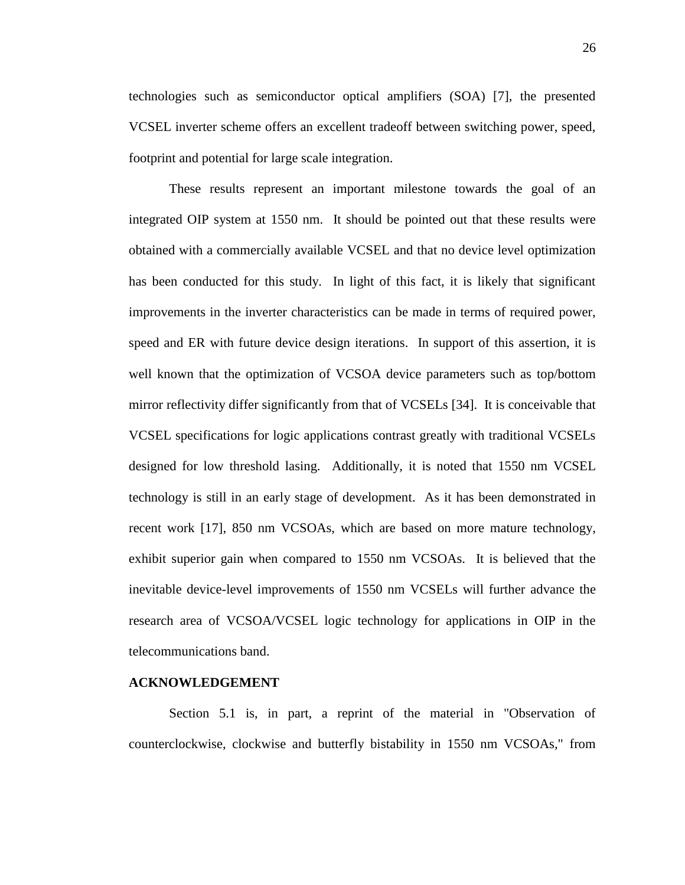technologies such as semiconductor optical amplifiers (SOA) [7], the presented VCSEL inverter scheme offers an excellent tradeoff between switching power, speed, footprint and potential for large scale integration.

These results represent an important milestone towards the goal of an integrated OIP system at 1550 nm. It should be pointed out that these results were obtained with a commercially available VCSEL and that no device level optimization has been conducted for this study. In light of this fact, it is likely that significant improvements in the inverter characteristics can be made in terms of required power, speed and ER with future device design iterations. In support of this assertion, it is well known that the optimization of VCSOA device parameters such as top/bottom mirror reflectivity differ significantly from that of VCSELs [34]. It is conceivable that VCSEL specifications for logic applications contrast greatly with traditional VCSELs designed for low threshold lasing. Additionally, it is noted that 1550 nm VCSEL technology is still in an early stage of development. As it has been demonstrated in recent work [17], 850 nm VCSOAs, which are based on more mature technology, exhibit superior gain when compared to 1550 nm VCSOAs. It is believed that the inevitable device-level improvements of 1550 nm VCSELs will further advance the research area of VCSOA/VCSEL logic technology for applications in OIP in the telecommunications band.

## ACKNOWLEDGEMENT

Section 5.1 is, in part, a reprint of the material in "Observation of counterclockwise, clockwise and butterfly bistability in 1550 nm VCSOAs," from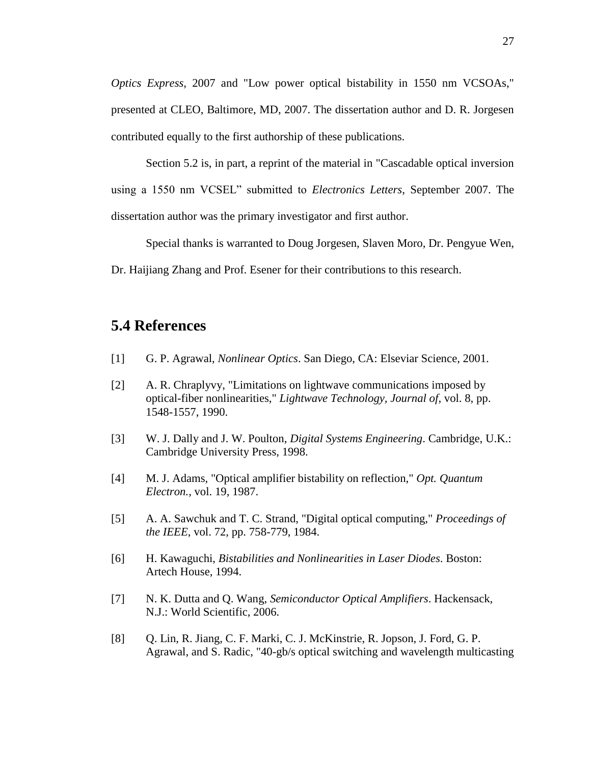*Optics Express*, 2007 and "Low power optical bistability in 1550 nm VCSOAs," presented at CLEO, Baltimore, MD, 2007. The dissertation author and D. R. Jorgesen contributed equally to the first authorship of these publications.

Section 5.2 is, in part, a reprint of the material in "Cascadable optical inversion using a 1550 nm VCSEL" submitted to *Electronics Letters*, September 2007. The dissertation author was the primary investigator and first author.

Special thanks is warranted to Doug Jorgesen, Slaven Moro, Dr. Pengyue Wen, Dr. Haijiang Zhang and Prof. Esener for their contributions to this research.

## 5.4 References

[1] G. P. Agrawal, *Nonlinear Optics*. San Diego, CA: Elseviar Science, 2001.

[2] A. R. Chraplyvy, "Limitations on lightwave communications imposed by optical-fiber nonlinearities," *Lightwave Technology, Journal of*, vol. 8, pp. 1548-1557, 1990.

[3] W. J. Dally and J. W. Poulton, *Digital Systems Engineering*. Cambridge, U.K.: Cambridge University Press, 1998.

[4] M. J. Adams, "Optical amplifier bistability on reflection," *Opt. Quantum Electron.*, vol. 19, 1987.

[5] A. A. Sawchuk and T. C. Strand, "Digital optical computing," *Proceedings of the IEEE*, vol. 72, pp. 758-779, 1984.

[6] H. Kawaguchi, *Bistabilities and Nonlinearities in Laser Diodes*. Boston: Artech House, 1994.

[7] N. K. Dutta and Q. Wang, *Semiconductor Optical Amplifiers*. Hackensack, N.J.: World Scientific, 2006.

[8] Q. Lin, R. Jiang, C. F. Marki, C. J. McKinstrie, R. Jopson, J. Ford, G. P. Agrawal, and S. Radic, "40-gb/s optical switching and wavelength multicasting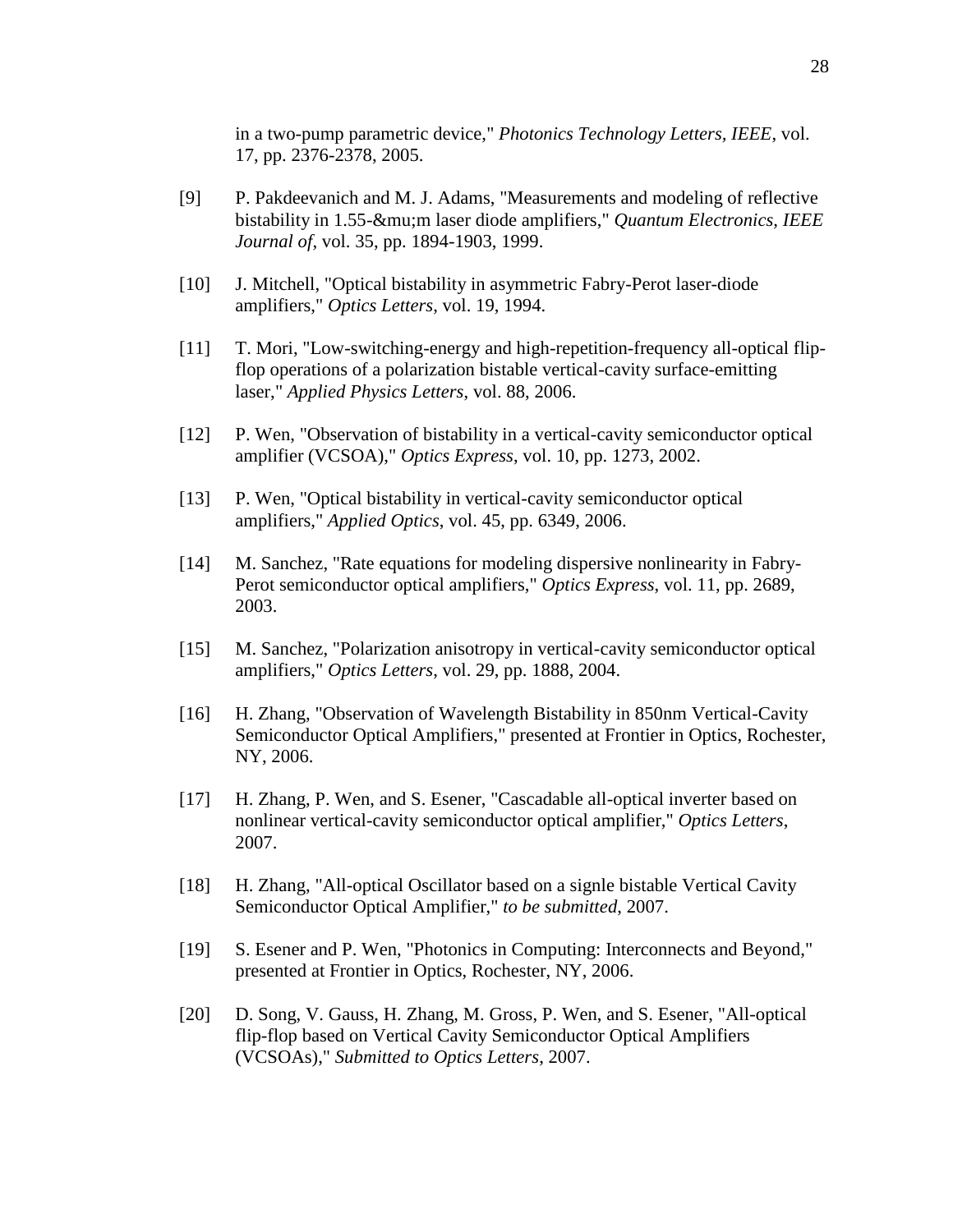in a two-pump parametric device," *Photonics Technology Letters, IEEE*, vol. 17, pp. 2376-2378, 2005.

[9] P. Pakdeevanich and M. J. Adams, "Measurements and modeling of reflective bistability in 1.55-&mu;m laser diode amplifiers," *Quantum Electronics, IEEE Journal of*, vol. 35, pp. 1894-1903, 1999.

[10] J. Mitchell, "Optical bistability in asymmetric Fabry-Perot laser-diode amplifiers," *Optics Letters*, vol. 19, 1994.

[11] T. Mori, "Low-switching-energy and high-repetition-frequency all-optical flip-flop operations of a polarization bistable vertical-cavity surface-emitting laser," *Applied Physics Letters*, vol. 88, 2006.

[12] P. Wen, "Observation of bistability in a vertical-cavity semiconductor optical amplifier (VCSOA)," *Optics Express*, vol. 10, pp. 1273, 2002.

[13] P. Wen, "Optical bistability in vertical-cavity semiconductor optical amplifiers," *Applied Optics*, vol. 45, pp. 6349, 2006.

[14] M. Sanchez, "Rate equations for modeling dispersive nonlinearity in Fabry-Perot semiconductor optical amplifiers," *Optics Express*, vol. 11, pp. 2689, 2003.

[15] M. Sanchez, "Polarization anisotropy in vertical-cavity semiconductor optical amplifiers," *Optics Letters*, vol. 29, pp. 1888, 2004.

[16] H. Zhang, "Observation of Wavelength Bistability in 850nm Vertical-Cavity Semiconductor Optical Amplifiers," presented at Frontier in Optics, Rochester, NY, 2006.

[17] H. Zhang, P. Wen, and S. Esener, "Cascadable all-optical inverter based on nonlinear vertical-cavity semiconductor optical amplifier," *Optics Letters*, 2007.

[18] H. Zhang, "All-optical Oscillator based on a signle bistable Vertical Cavity Semiconductor Optical Amplifier," *to be submitted*, 2007.

[19] S. Esener and P. Wen, "Photonics in Computing: Interconnects and Beyond," presented at Frontier in Optics, Rochester, NY, 2006.

[20] D. Song, V. Gauss, H. Zhang, M. Gross, P. Wen, and S. Esener, "All-optical flip-flop based on Vertical Cavity Semiconductor Optical Amplifiers (VCSOAs)," *Submitted to Optics Letters*, 2007.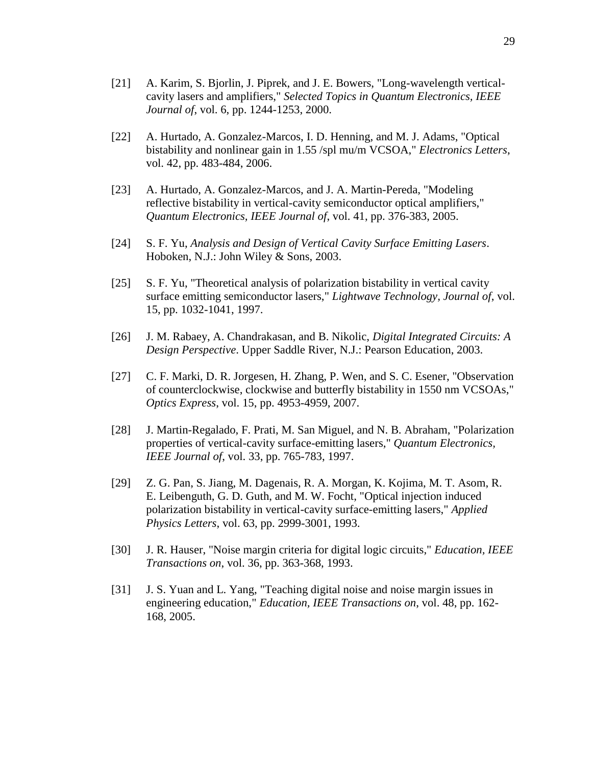[21] A. Karim, S. Bjorlin, J. Piprek, and J. E. Bowers, "Long-wavelength vertical-cavity lasers and amplifiers," *Selected Topics in Quantum Electronics, IEEE Journal of*, vol. 6, pp. 1244-1253, 2000.

[22] A. Hurtado, A. Gonzalez-Marcos, I. D. Henning, and M. J. Adams, "Optical bistability and nonlinear gain in 1.55 /spl mu/m VCSOA," *Electronics Letters*, vol. 42, pp. 483-484, 2006.

[23] A. Hurtado, A. Gonzalez-Marcos, and J. A. Martin-Pereda, "Modeling reflective bistability in vertical-cavity semiconductor optical amplifiers," *Quantum Electronics, IEEE Journal of*, vol. 41, pp. 376-383, 2005.

[24] S. F. Yu, *Analysis and Design of Vertical Cavity Surface Emitting Lasers*. Hoboken, N.J.: John Wiley & Sons, 2003.

[25] S. F. Yu, "Theoretical analysis of polarization bistability in vertical cavity surface emitting semiconductor lasers," *Lightwave Technology, Journal of*, vol. 15, pp. 1032-1041, 1997.

[26] J. M. Rabaey, A. Chandrakasan, and B. Nikolic, *Digital Integrated Circuits: A Design Perspective*. Upper Saddle River, N.J.: Pearson Education, 2003.

[27] C. F. Marki, D. R. Jorgesen, H. Zhang, P. Wen, and S. C. Esener, "Observation of counterclockwise, clockwise and butterfly bistability in 1550 nm VCSOAs," *Optics Express*, vol. 15, pp. 4953-4959, 2007.

[28] J. Martin-Regalado, F. Prati, M. San Miguel, and N. B. Abraham, "Polarization properties of vertical-cavity surface-emitting lasers," *Quantum Electronics, IEEE Journal of*, vol. 33, pp. 765-783, 1997.

[29] Z. G. Pan, S. Jiang, M. Dagenais, R. A. Morgan, K. Kojima, M. T. Asom, R. E. Leibenguth, G. D. Guth, and M. W. Focht, "Optical injection induced polarization bistability in vertical-cavity surface-emitting lasers," *Applied Physics Letters*, vol. 63, pp. 2999-3001, 1993.

[30] J. R. Hauser, "Noise margin criteria for digital logic circuits," *Education, IEEE Transactions on*, vol. 36, pp. 363-368, 1993.

[31] J. S. Yuan and L. Yang, "Teaching digital noise and noise margin issues in engineering education," *Education, IEEE Transactions on*, vol. 48, pp. 162-168, 2005.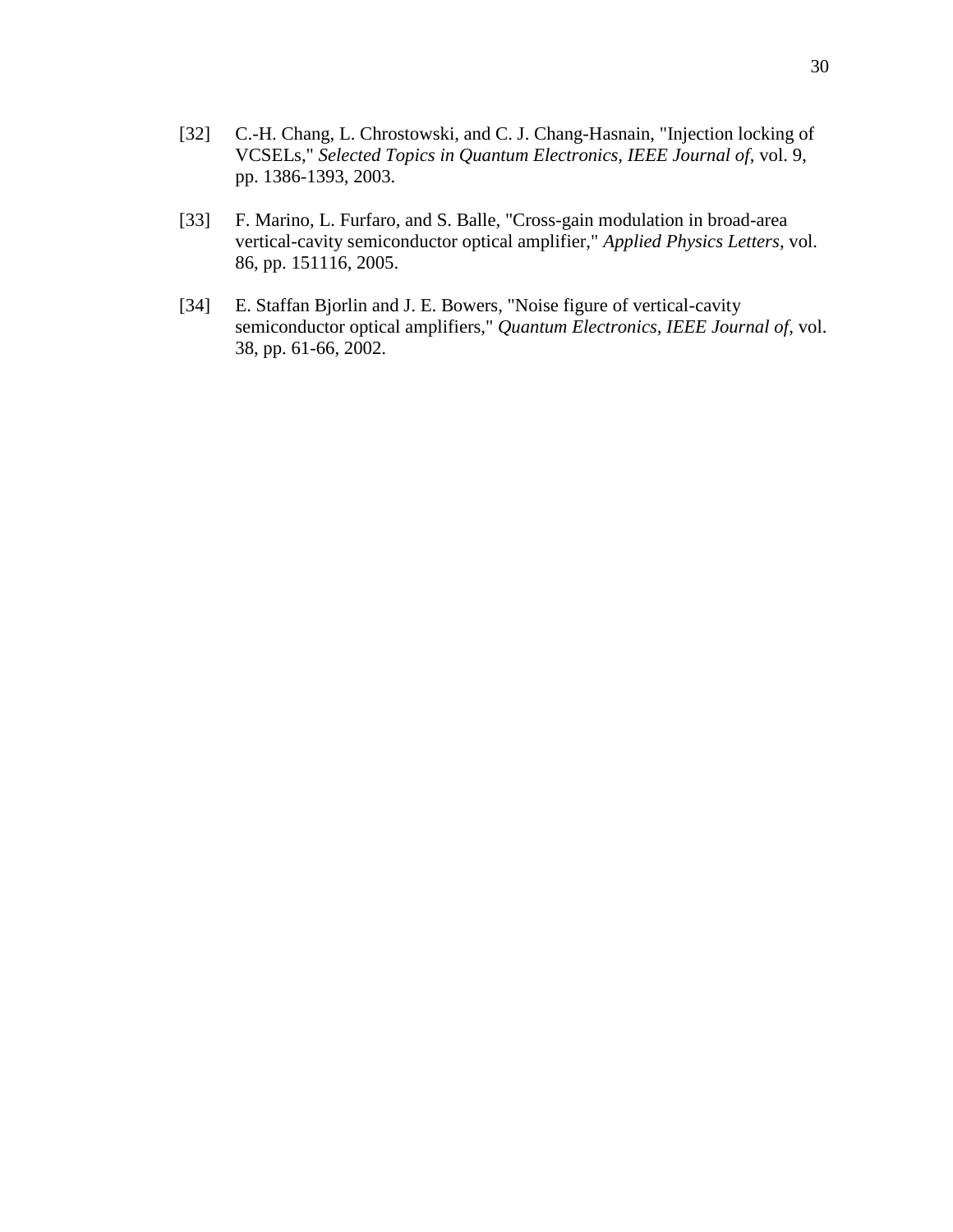[32] C.-H. Chang, L. Chrostowski, and C. J. Chang-Hasnain, "Injection locking of VCSELs," *Selected Topics in Quantum Electronics, IEEE Journal of*, vol. 9, pp. 1386-1393, 2003.

[33] F. Marino, L. Furfaro, and S. Balle, "Cross-gain modulation in broad-area vertical-cavity semiconductor optical amplifier," *Applied Physics Letters*, vol. 86, pp. 151116, 2005.

[34] E. Staffan Bjorlin and J. E. Bowers, "Noise figure of vertical-cavity semiconductor optical amplifiers," *Quantum Electronics, IEEE Journal of*, vol. 38, pp. 61-66, 2002.